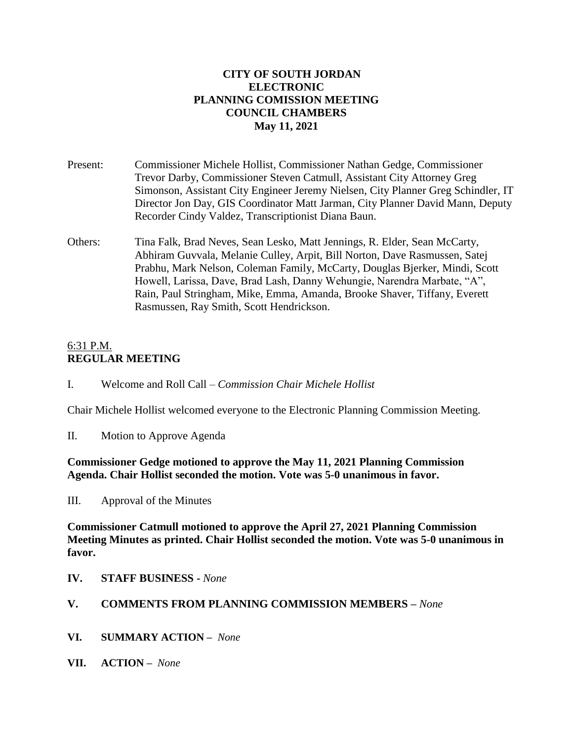# CITY OF SOUTH JORDAN
# ELECTRONIC
# PLANNING COMISSION MEETING
# COUNCIL CHAMBERS
# May 11, 2021

Present: Commissioner Michele Hollist, Commissioner Nathan Gedge, Commissioner Trevor Darby, Commissioner Steven Catmull, Assistant City Attorney Greg Simonson, Assistant City Engineer Jeremy Nielsen, City Planner Greg Schindler, IT Director Jon Day, GIS Coordinator Matt Jarman, City Planner David Mann, Deputy Recorder Cindy Valdez, Transcriptionist Diana Baun.

Others: Tina Falk, Brad Neves, Sean Lesko, Matt Jennings, R. Elder, Sean McCarty, Abhiram Guvvala, Melanie Culley, Arpit, Bill Norton, Dave Rasmussen, Satej Prabhu, Mark Nelson, Coleman Family, McCarty, Douglas Bjerker, Mindi, Scott Howell, Larissa, Dave, Brad Lash, Danny Wehungie, Narendra Marbate, "A", Rain, Paul Stringham, Mike, Emma, Amanda, Brooke Shaver, Tiffany, Everett Rasmussen, Ray Smith, Scott Hendrickson.

6:31 P.M.
**REGULAR MEETING**

I. Welcome and Roll Call – *Commission Chair Michele Hollist*

Chair Michele Hollist welcomed everyone to the Electronic Planning Commission Meeting.

II. Motion to Approve Agenda

**Commissioner Gedge motioned to approve the May 11, 2021 Planning Commission Agenda. Chair Hollist seconded the motion. Vote was 5-0 unanimous in favor.**

III. Approval of the Minutes

**Commissioner Catmull motioned to approve the April 27, 2021 Planning Commission Meeting Minutes as printed. Chair Hollist seconded the motion. Vote was 5-0 unanimous in favor.**

**IV. STAFF BUSINESS -** *None*

**V. COMMENTS FROM PLANNING COMMISSION MEMBERS –** *None*

**VI. SUMMARY ACTION –** *None*

**VII. ACTION –** *None*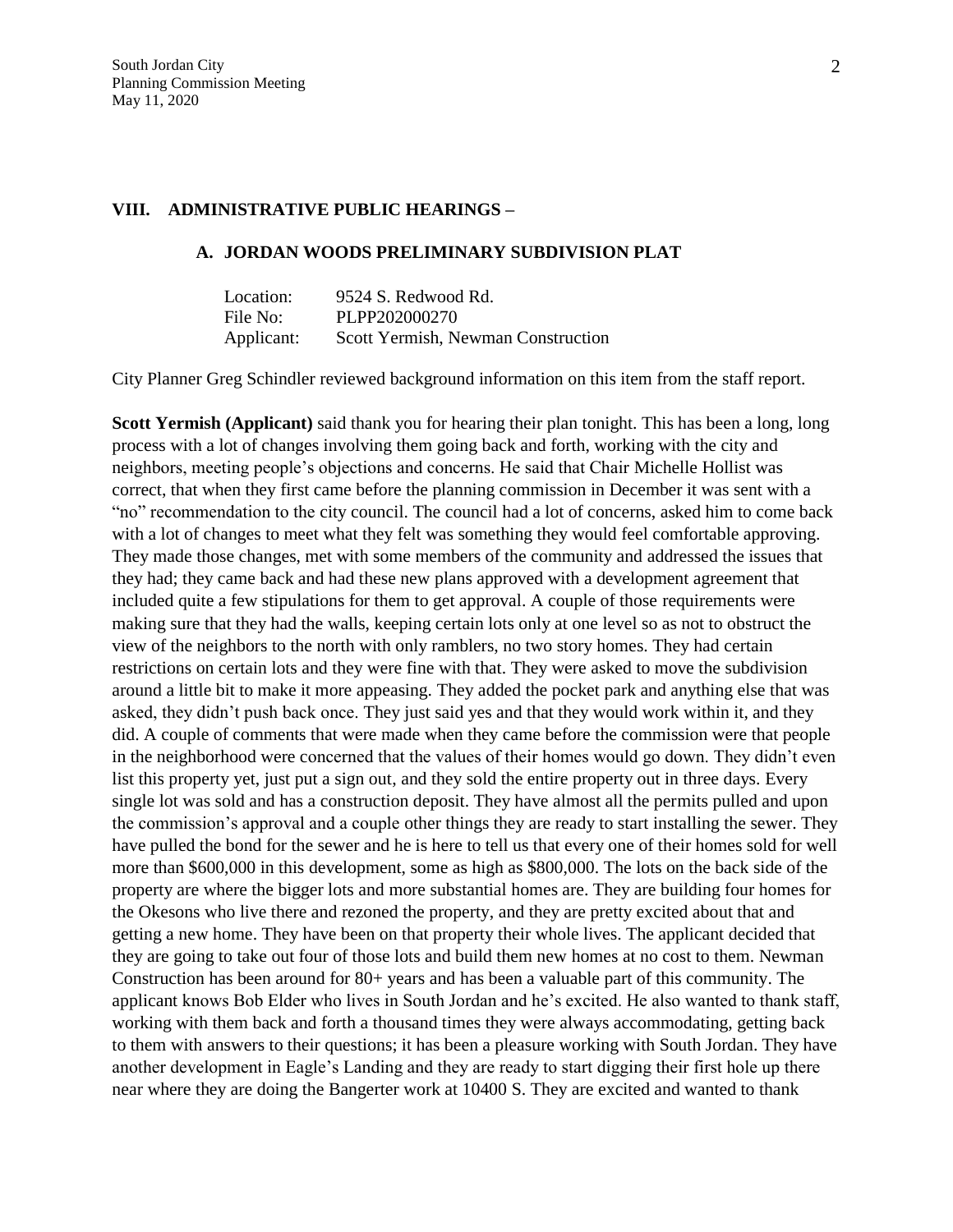## VIII. ADMINISTRATIVE PUBLIC HEARINGS –

### A. JORDAN WOODS PRELIMINARY SUBDIVISION PLAT

Location: 9524 S. Redwood Rd.
File No: PLPP202000270
Applicant: Scott Yermish, Newman Construction

City Planner Greg Schindler reviewed background information on this item from the staff report.

**Scott Yermish (Applicant)** said thank you for hearing their plan tonight. This has been a long, long process with a lot of changes involving them going back and forth, working with the city and neighbors, meeting people's objections and concerns. He said that Chair Michelle Hollist was correct, that when they first came before the planning commission in December it was sent with a "no" recommendation to the city council. The council had a lot of concerns, asked him to come back with a lot of changes to meet what they felt was something they would feel comfortable approving. They made those changes, met with some members of the community and addressed the issues that they had; they came back and had these new plans approved with a development agreement that included quite a few stipulations for them to get approval. A couple of those requirements were making sure that they had the walls, keeping certain lots only at one level so as not to obstruct the view of the neighbors to the north with only ramblers, no two story homes. They had certain restrictions on certain lots and they were fine with that. They were asked to move the subdivision around a little bit to make it more appeasing. They added the pocket park and anything else that was asked, they didn't push back once. They just said yes and that they would work within it, and they did. A couple of comments that were made when they came before the commission were that people in the neighborhood were concerned that the values of their homes would go down. They didn't even list this property yet, just put a sign out, and they sold the entire property out in three days. Every single lot was sold and has a construction deposit. They have almost all the permits pulled and upon the commission's approval and a couple other things they are ready to start installing the sewer. They have pulled the bond for the sewer and he is here to tell us that every one of their homes sold for well more than $600,000 in this development, some as high as $800,000. The lots on the back side of the property are where the bigger lots and more substantial homes are. They are building four homes for the Okesons who live there and rezoned the property, and they are pretty excited about that and getting a new home. They have been on that property their whole lives. The applicant decided that they are going to take out four of those lots and build them new homes at no cost to them. Newman Construction has been around for 80+ years and has been a valuable part of this community. The applicant knows Bob Elder who lives in South Jordan and he's excited. He also wanted to thank staff, working with them back and forth a thousand times they were always accommodating, getting back to them with answers to their questions; it has been a pleasure working with South Jordan. They have another development in Eagle's Landing and they are ready to start digging their first hole up there near where they are doing the Bangerter work at 10400 S. They are excited and wanted to thank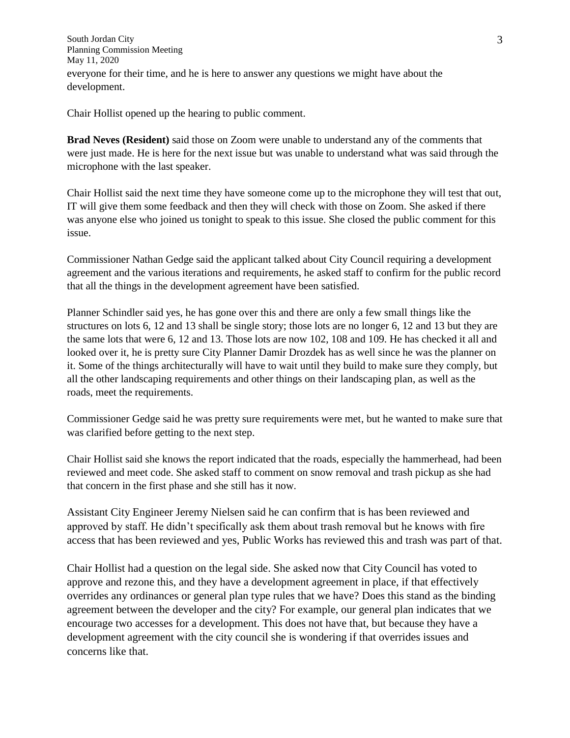everyone for their time, and he is here to answer any questions we might have about the development.

Chair Hollist opened up the hearing to public comment.

**Brad Neves (Resident)** said those on Zoom were unable to understand any of the comments that were just made. He is here for the next issue but was unable to understand what was said through the microphone with the last speaker.

Chair Hollist said the next time they have someone come up to the microphone they will test that out, IT will give them some feedback and then they will check with those on Zoom. She asked if there was anyone else who joined us tonight to speak to this issue. She closed the public comment for this issue.

Commissioner Nathan Gedge said the applicant talked about City Council requiring a development agreement and the various iterations and requirements, he asked staff to confirm for the public record that all the things in the development agreement have been satisfied.

Planner Schindler said yes, he has gone over this and there are only a few small things like the structures on lots 6, 12 and 13 shall be single story; those lots are no longer 6, 12 and 13 but they are the same lots that were 6, 12 and 13. Those lots are now 102, 108 and 109. He has checked it all and looked over it, he is pretty sure City Planner Damir Drozdek has as well since he was the planner on it. Some of the things architecturally will have to wait until they build to make sure they comply, but all the other landscaping requirements and other things on their landscaping plan, as well as the roads, meet the requirements.

Commissioner Gedge said he was pretty sure requirements were met, but he wanted to make sure that was clarified before getting to the next step.

Chair Hollist said she knows the report indicated that the roads, especially the hammerhead, had been reviewed and meet code. She asked staff to comment on snow removal and trash pickup as she had that concern in the first phase and she still has it now.

Assistant City Engineer Jeremy Nielsen said he can confirm that is has been reviewed and approved by staff. He didn't specifically ask them about trash removal but he knows with fire access that has been reviewed and yes, Public Works has reviewed this and trash was part of that.

Chair Hollist had a question on the legal side. She asked now that City Council has voted to approve and rezone this, and they have a development agreement in place, if that effectively overrides any ordinances or general plan type rules that we have? Does this stand as the binding agreement between the developer and the city? For example, our general plan indicates that we encourage two accesses for a development. This does not have that, but because they have a development agreement with the city council she is wondering if that overrides issues and concerns like that.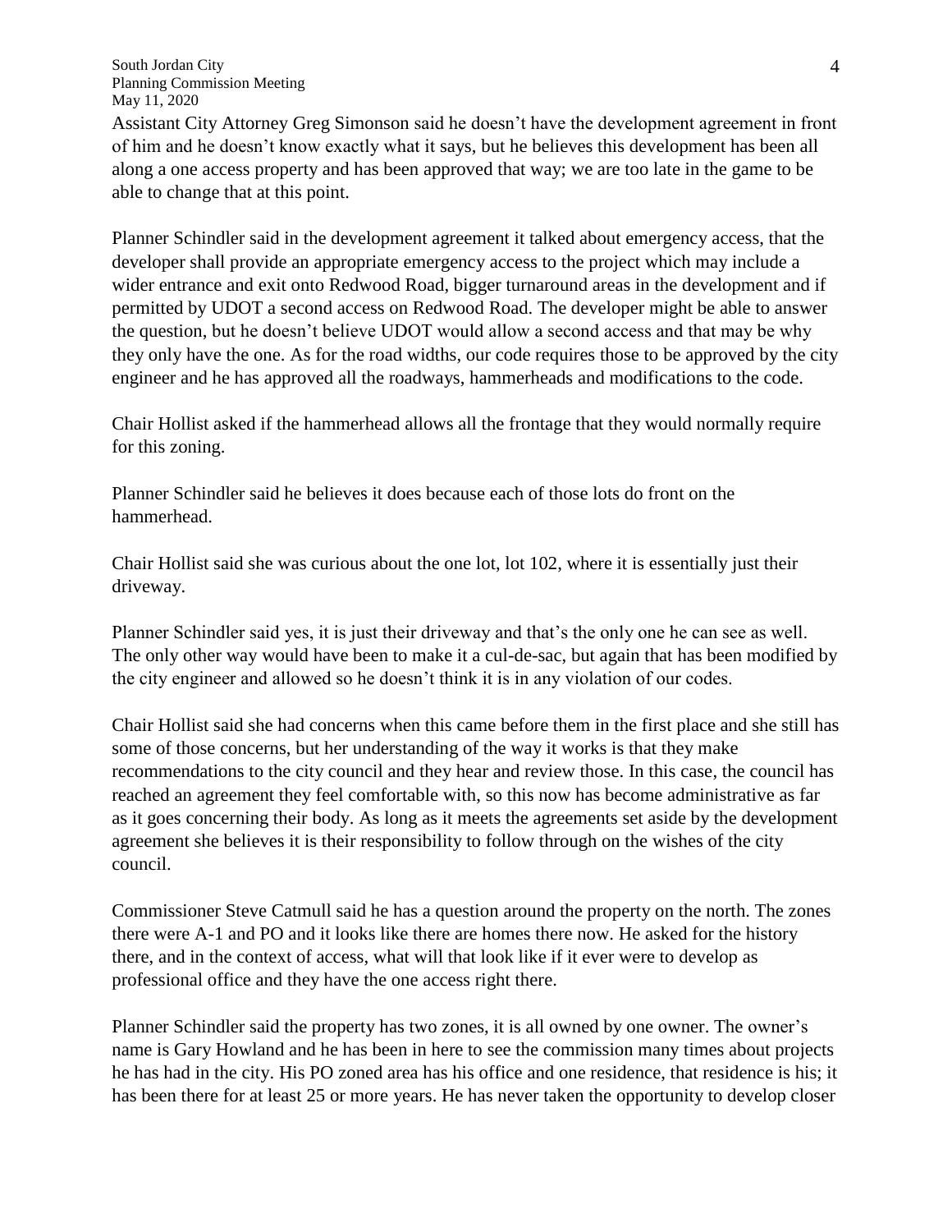Assistant City Attorney Greg Simonson said he doesn't have the development agreement in front of him and he doesn't know exactly what it says, but he believes this development has been all along a one access property and has been approved that way; we are too late in the game to be able to change that at this point.

Planner Schindler said in the development agreement it talked about emergency access, that the developer shall provide an appropriate emergency access to the project which may include a wider entrance and exit onto Redwood Road, bigger turnaround areas in the development and if permitted by UDOT a second access on Redwood Road. The developer might be able to answer the question, but he doesn't believe UDOT would allow a second access and that may be why they only have the one. As for the road widths, our code requires those to be approved by the city engineer and he has approved all the roadways, hammerheads and modifications to the code.

Chair Hollist asked if the hammerhead allows all the frontage that they would normally require for this zoning.

Planner Schindler said he believes it does because each of those lots do front on the hammerhead.

Chair Hollist said she was curious about the one lot, lot 102, where it is essentially just their driveway.

Planner Schindler said yes, it is just their driveway and that's the only one he can see as well. The only other way would have been to make it a cul-de-sac, but again that has been modified by the city engineer and allowed so he doesn't think it is in any violation of our codes.

Chair Hollist said she had concerns when this came before them in the first place and she still has some of those concerns, but her understanding of the way it works is that they make recommendations to the city council and they hear and review those. In this case, the council has reached an agreement they feel comfortable with, so this now has become administrative as far as it goes concerning their body. As long as it meets the agreements set aside by the development agreement she believes it is their responsibility to follow through on the wishes of the city council.

Commissioner Steve Catmull said he has a question around the property on the north. The zones there were A-1 and PO and it looks like there are homes there now. He asked for the history there, and in the context of access, what will that look like if it ever were to develop as professional office and they have the one access right there.

Planner Schindler said the property has two zones, it is all owned by one owner. The owner's name is Gary Howland and he has been in here to see the commission many times about projects he has had in the city. His PO zoned area has his office and one residence, that residence is his; it has been there for at least 25 or more years. He has never taken the opportunity to develop closer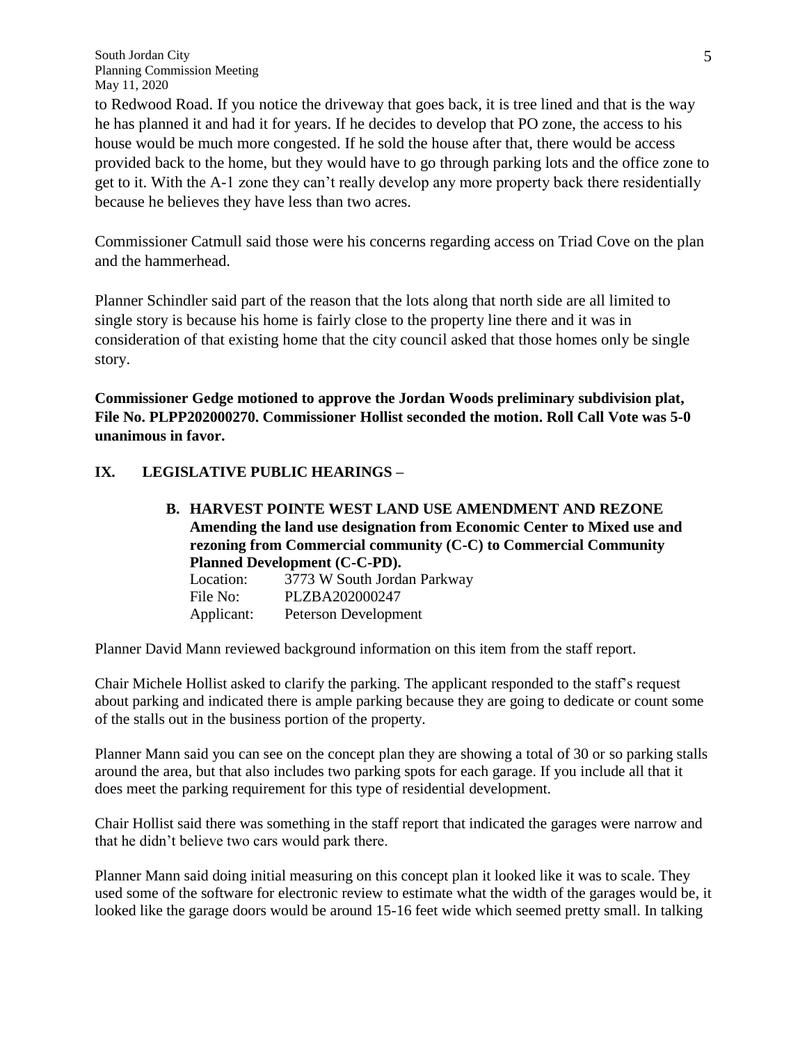to Redwood Road. If you notice the driveway that goes back, it is tree lined and that is the way he has planned it and had it for years. If he decides to develop that PO zone, the access to his house would be much more congested. If he sold the house after that, there would be access provided back to the home, but they would have to go through parking lots and the office zone to get to it. With the A-1 zone they can't really develop any more property back there residentially because he believes they have less than two acres.

Commissioner Catmull said those were his concerns regarding access on Triad Cove on the plan and the hammerhead.

Planner Schindler said part of the reason that the lots along that north side are all limited to single story is because his home is fairly close to the property line there and it was in consideration of that existing home that the city council asked that those homes only be single story.

**Commissioner Gedge motioned to approve the Jordan Woods preliminary subdivision plat, File No. PLPP202000270. Commissioner Hollist seconded the motion. Roll Call Vote was 5-0 unanimous in favor.**

## IX. LEGISLATIVE PUBLIC HEARINGS –

**B. HARVEST POINTE WEST LAND USE AMENDMENT AND REZONE Amending the land use designation from Economic Center to Mixed use and rezoning from Commercial community (C-C) to Commercial Community Planned Development (C-C-PD).**

Location: 3773 W South Jordan Parkway
File No: PLZBA202000247
Applicant: Peterson Development

Planner David Mann reviewed background information on this item from the staff report.

Chair Michele Hollist asked to clarify the parking. The applicant responded to the staff's request about parking and indicated there is ample parking because they are going to dedicate or count some of the stalls out in the business portion of the property.

Planner Mann said you can see on the concept plan they are showing a total of 30 or so parking stalls around the area, but that also includes two parking spots for each garage. If you include all that it does meet the parking requirement for this type of residential development.

Chair Hollist said there was something in the staff report that indicated the garages were narrow and that he didn't believe two cars would park there.

Planner Mann said doing initial measuring on this concept plan it looked like it was to scale. They used some of the software for electronic review to estimate what the width of the garages would be, it looked like the garage doors would be around 15-16 feet wide which seemed pretty small. In talking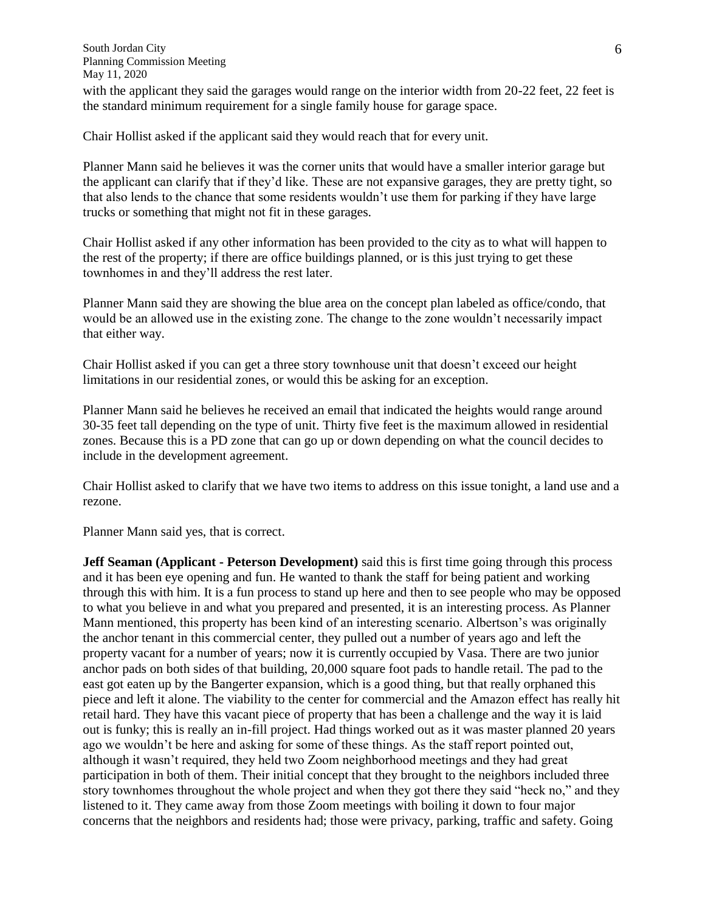with the applicant they said the garages would range on the interior width from 20-22 feet, 22 feet is the standard minimum requirement for a single family house for garage space.

Chair Hollist asked if the applicant said they would reach that for every unit.

Planner Mann said he believes it was the corner units that would have a smaller interior garage but the applicant can clarify that if they'd like. These are not expansive garages, they are pretty tight, so that also lends to the chance that some residents wouldn't use them for parking if they have large trucks or something that might not fit in these garages.

Chair Hollist asked if any other information has been provided to the city as to what will happen to the rest of the property; if there are office buildings planned, or is this just trying to get these townhomes in and they'll address the rest later.

Planner Mann said they are showing the blue area on the concept plan labeled as office/condo, that would be an allowed use in the existing zone. The change to the zone wouldn't necessarily impact that either way.

Chair Hollist asked if you can get a three story townhouse unit that doesn't exceed our height limitations in our residential zones, or would this be asking for an exception.

Planner Mann said he believes he received an email that indicated the heights would range around 30-35 feet tall depending on the type of unit. Thirty five feet is the maximum allowed in residential zones. Because this is a PD zone that can go up or down depending on what the council decides to include in the development agreement.

Chair Hollist asked to clarify that we have two items to address on this issue tonight, a land use and a rezone.

Planner Mann said yes, that is correct.

**Jeff Seaman (Applicant - Peterson Development)** said this is first time going through this process and it has been eye opening and fun. He wanted to thank the staff for being patient and working through this with him. It is a fun process to stand up here and then to see people who may be opposed to what you believe in and what you prepared and presented, it is an interesting process. As Planner Mann mentioned, this property has been kind of an interesting scenario. Albertson's was originally the anchor tenant in this commercial center, they pulled out a number of years ago and left the property vacant for a number of years; now it is currently occupied by Vasa. There are two junior anchor pads on both sides of that building, 20,000 square foot pads to handle retail. The pad to the east got eaten up by the Bangerter expansion, which is a good thing, but that really orphaned this piece and left it alone. The viability to the center for commercial and the Amazon effect has really hit retail hard. They have this vacant piece of property that has been a challenge and the way it is laid out is funky; this is really an in-fill project. Had things worked out as it was master planned 20 years ago we wouldn't be here and asking for some of these things. As the staff report pointed out, although it wasn't required, they held two Zoom neighborhood meetings and they had great participation in both of them. Their initial concept that they brought to the neighbors included three story townhomes throughout the whole project and when they got there they said "heck no," and they listened to it. They came away from those Zoom meetings with boiling it down to four major concerns that the neighbors and residents had; those were privacy, parking, traffic and safety. Going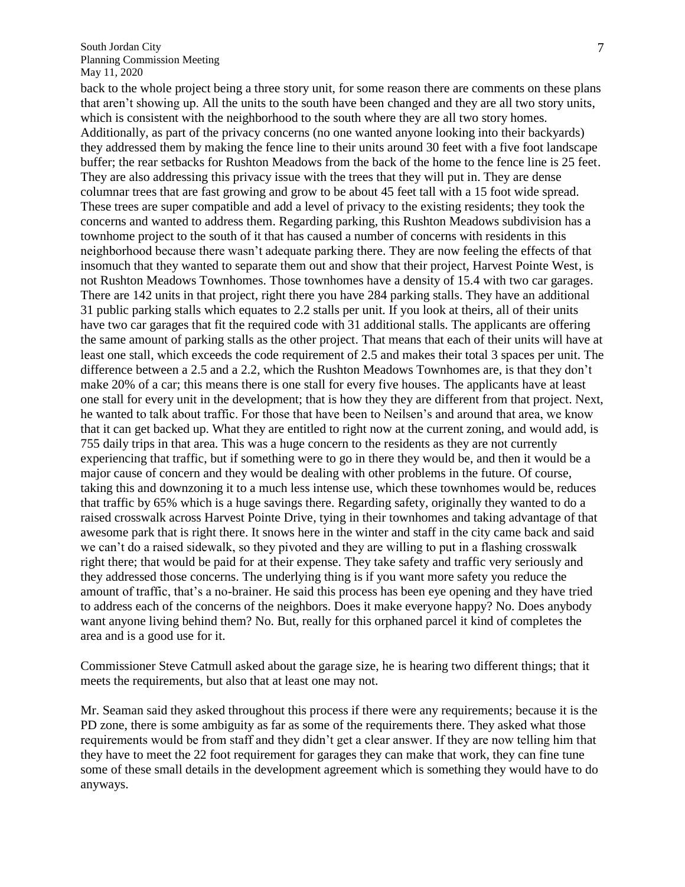back to the whole project being a three story unit, for some reason there are comments on these plans that aren't showing up. All the units to the south have been changed and they are all two story units, which is consistent with the neighborhood to the south where they are all two story homes. Additionally, as part of the privacy concerns (no one wanted anyone looking into their backyards) they addressed them by making the fence line to their units around 30 feet with a five foot landscape buffer; the rear setbacks for Rushton Meadows from the back of the home to the fence line is 25 feet. They are also addressing this privacy issue with the trees that they will put in. They are dense columnar trees that are fast growing and grow to be about 45 feet tall with a 15 foot wide spread. These trees are super compatible and add a level of privacy to the existing residents; they took the concerns and wanted to address them. Regarding parking, this Rushton Meadows subdivision has a townhome project to the south of it that has caused a number of concerns with residents in this neighborhood because there wasn't adequate parking there. They are now feeling the effects of that insomuch that they wanted to separate them out and show that their project, Harvest Pointe West, is not Rushton Meadows Townhomes. Those townhomes have a density of 15.4 with two car garages. There are 142 units in that project, right there you have 284 parking stalls. They have an additional 31 public parking stalls which equates to 2.2 stalls per unit. If you look at theirs, all of their units have two car garages that fit the required code with 31 additional stalls. The applicants are offering the same amount of parking stalls as the other project. That means that each of their units will have at least one stall, which exceeds the code requirement of 2.5 and makes their total 3 spaces per unit. The difference between a 2.5 and a 2.2, which the Rushton Meadows Townhomes are, is that they don't make 20% of a car; this means there is one stall for every five houses. The applicants have at least one stall for every unit in the development; that is how they they are different from that project. Next, he wanted to talk about traffic. For those that have been to Neilsen's and around that area, we know that it can get backed up. What they are entitled to right now at the current zoning, and would add, is 755 daily trips in that area. This was a huge concern to the residents as they are not currently experiencing that traffic, but if something were to go in there they would be, and then it would be a major cause of concern and they would be dealing with other problems in the future. Of course, taking this and downzoning it to a much less intense use, which these townhomes would be, reduces that traffic by 65% which is a huge savings there. Regarding safety, originally they wanted to do a raised crosswalk across Harvest Pointe Drive, tying in their townhomes and taking advantage of that awesome park that is right there. It snows here in the winter and staff in the city came back and said we can't do a raised sidewalk, so they pivoted and they are willing to put in a flashing crosswalk right there; that would be paid for at their expense. They take safety and traffic very seriously and they addressed those concerns. The underlying thing is if you want more safety you reduce the amount of traffic, that's a no-brainer. He said this process has been eye opening and they have tried to address each of the concerns of the neighbors. Does it make everyone happy? No. Does anybody want anyone living behind them? No. But, really for this orphaned parcel it kind of completes the area and is a good use for it.

Commissioner Steve Catmull asked about the garage size, he is hearing two different things; that it meets the requirements, but also that at least one may not.

Mr. Seaman said they asked throughout this process if there were any requirements; because it is the PD zone, there is some ambiguity as far as some of the requirements there. They asked what those requirements would be from staff and they didn't get a clear answer. If they are now telling him that they have to meet the 22 foot requirement for garages they can make that work, they can fine tune some of these small details in the development agreement which is something they would have to do anyways.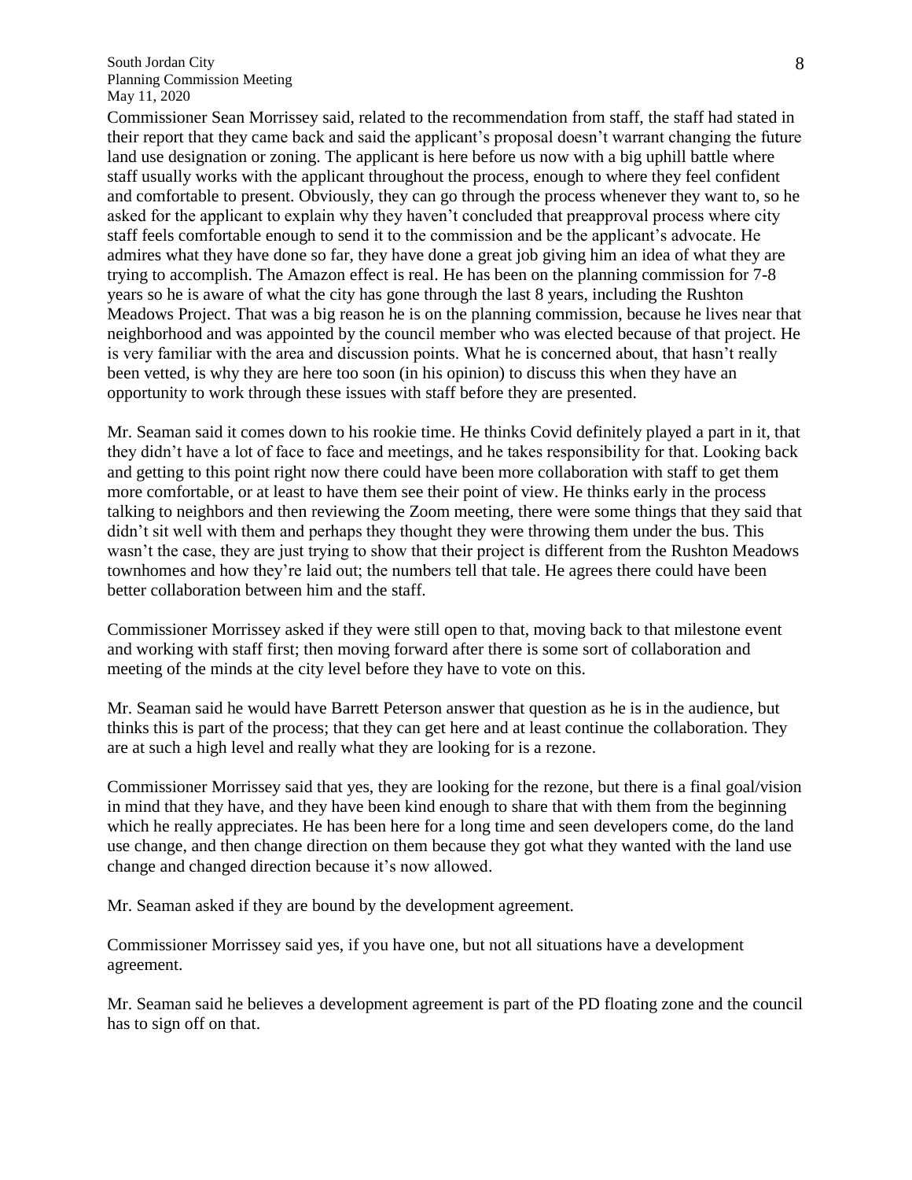Commissioner Sean Morrissey said, related to the recommendation from staff, the staff had stated in their report that they came back and said the applicant's proposal doesn't warrant changing the future land use designation or zoning. The applicant is here before us now with a big uphill battle where staff usually works with the applicant throughout the process, enough to where they feel confident and comfortable to present. Obviously, they can go through the process whenever they want to, so he asked for the applicant to explain why they haven't concluded that preapproval process where city staff feels comfortable enough to send it to the commission and be the applicant's advocate. He admires what they have done so far, they have done a great job giving him an idea of what they are trying to accomplish. The Amazon effect is real. He has been on the planning commission for 7-8 years so he is aware of what the city has gone through the last 8 years, including the Rushton Meadows Project. That was a big reason he is on the planning commission, because he lives near that neighborhood and was appointed by the council member who was elected because of that project. He is very familiar with the area and discussion points. What he is concerned about, that hasn't really been vetted, is why they are here too soon (in his opinion) to discuss this when they have an opportunity to work through these issues with staff before they are presented.

Mr. Seaman said it comes down to his rookie time. He thinks Covid definitely played a part in it, that they didn't have a lot of face to face and meetings, and he takes responsibility for that. Looking back and getting to this point right now there could have been more collaboration with staff to get them more comfortable, or at least to have them see their point of view. He thinks early in the process talking to neighbors and then reviewing the Zoom meeting, there were some things that they said that didn't sit well with them and perhaps they thought they were throwing them under the bus. This wasn't the case, they are just trying to show that their project is different from the Rushton Meadows townhomes and how they're laid out; the numbers tell that tale. He agrees there could have been better collaboration between him and the staff.

Commissioner Morrissey asked if they were still open to that, moving back to that milestone event and working with staff first; then moving forward after there is some sort of collaboration and meeting of the minds at the city level before they have to vote on this.

Mr. Seaman said he would have Barrett Peterson answer that question as he is in the audience, but thinks this is part of the process; that they can get here and at least continue the collaboration. They are at such a high level and really what they are looking for is a rezone.

Commissioner Morrissey said that yes, they are looking for the rezone, but there is a final goal/vision in mind that they have, and they have been kind enough to share that with them from the beginning which he really appreciates. He has been here for a long time and seen developers come, do the land use change, and then change direction on them because they got what they wanted with the land use change and changed direction because it's now allowed.

Mr. Seaman asked if they are bound by the development agreement.

Commissioner Morrissey said yes, if you have one, but not all situations have a development agreement.

Mr. Seaman said he believes a development agreement is part of the PD floating zone and the council has to sign off on that.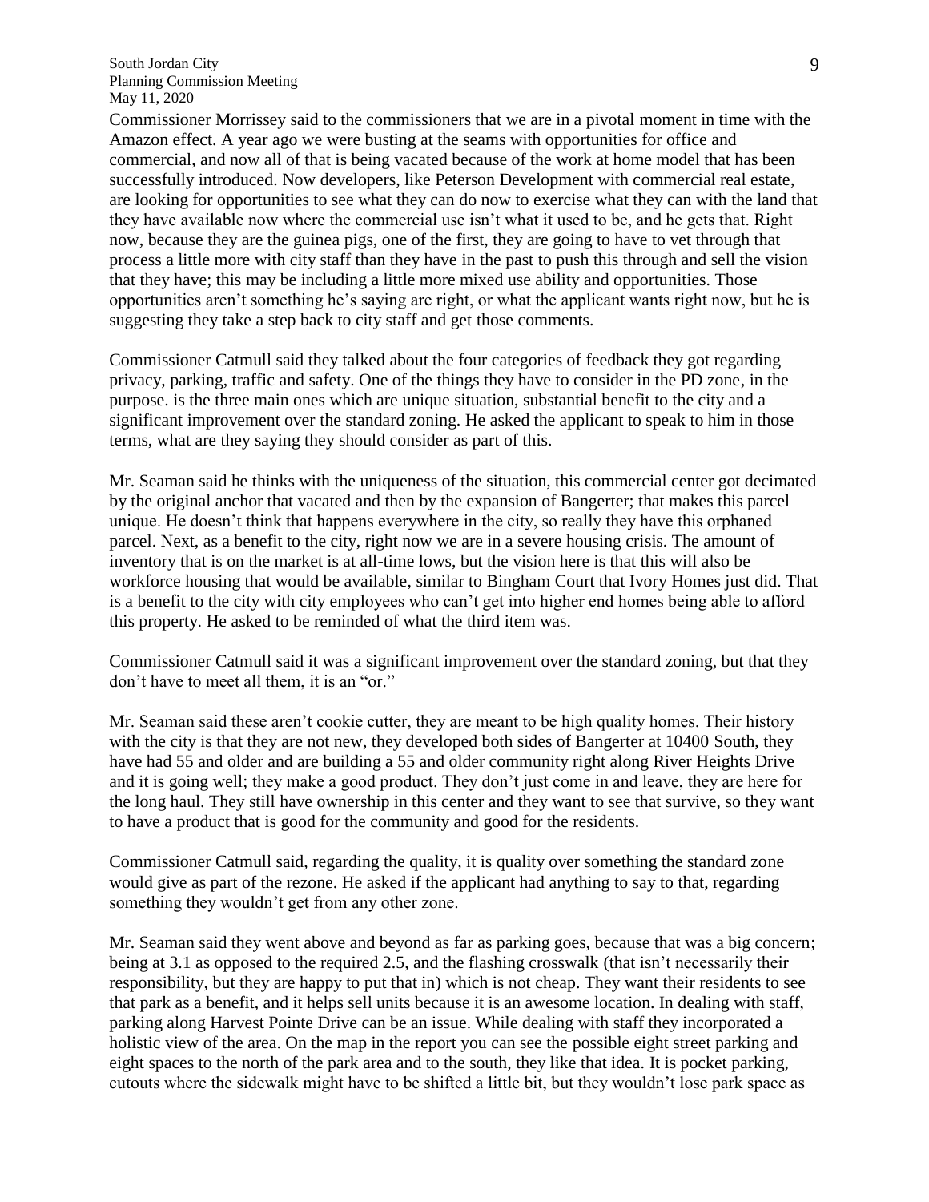Commissioner Morrissey said to the commissioners that we are in a pivotal moment in time with the Amazon effect. A year ago we were busting at the seams with opportunities for office and commercial, and now all of that is being vacated because of the work at home model that has been successfully introduced. Now developers, like Peterson Development with commercial real estate, are looking for opportunities to see what they can do now to exercise what they can with the land that they have available now where the commercial use isn't what it used to be, and he gets that. Right now, because they are the guinea pigs, one of the first, they are going to have to vet through that process a little more with city staff than they have in the past to push this through and sell the vision that they have; this may be including a little more mixed use ability and opportunities. Those opportunities aren't something he's saying are right, or what the applicant wants right now, but he is suggesting they take a step back to city staff and get those comments.

Commissioner Catmull said they talked about the four categories of feedback they got regarding privacy, parking, traffic and safety. One of the things they have to consider in the PD zone, in the purpose. is the three main ones which are unique situation, substantial benefit to the city and a significant improvement over the standard zoning. He asked the applicant to speak to him in those terms, what are they saying they should consider as part of this.

Mr. Seaman said he thinks with the uniqueness of the situation, this commercial center got decimated by the original anchor that vacated and then by the expansion of Bangerter; that makes this parcel unique. He doesn't think that happens everywhere in the city, so really they have this orphaned parcel. Next, as a benefit to the city, right now we are in a severe housing crisis. The amount of inventory that is on the market is at all-time lows, but the vision here is that this will also be workforce housing that would be available, similar to Bingham Court that Ivory Homes just did. That is a benefit to the city with city employees who can't get into higher end homes being able to afford this property. He asked to be reminded of what the third item was.

Commissioner Catmull said it was a significant improvement over the standard zoning, but that they don't have to meet all them, it is an "or."

Mr. Seaman said these aren't cookie cutter, they are meant to be high quality homes. Their history with the city is that they are not new, they developed both sides of Bangerter at 10400 South, they have had 55 and older and are building a 55 and older community right along River Heights Drive and it is going well; they make a good product. They don't just come in and leave, they are here for the long haul. They still have ownership in this center and they want to see that survive, so they want to have a product that is good for the community and good for the residents.

Commissioner Catmull said, regarding the quality, it is quality over something the standard zone would give as part of the rezone. He asked if the applicant had anything to say to that, regarding something they wouldn't get from any other zone.

Mr. Seaman said they went above and beyond as far as parking goes, because that was a big concern; being at 3.1 as opposed to the required 2.5, and the flashing crosswalk (that isn't necessarily their responsibility, but they are happy to put that in) which is not cheap. They want their residents to see that park as a benefit, and it helps sell units because it is an awesome location. In dealing with staff, parking along Harvest Pointe Drive can be an issue. While dealing with staff they incorporated a holistic view of the area. On the map in the report you can see the possible eight street parking and eight spaces to the north of the park area and to the south, they like that idea. It is pocket parking, cutouts where the sidewalk might have to be shifted a little bit, but they wouldn't lose park space as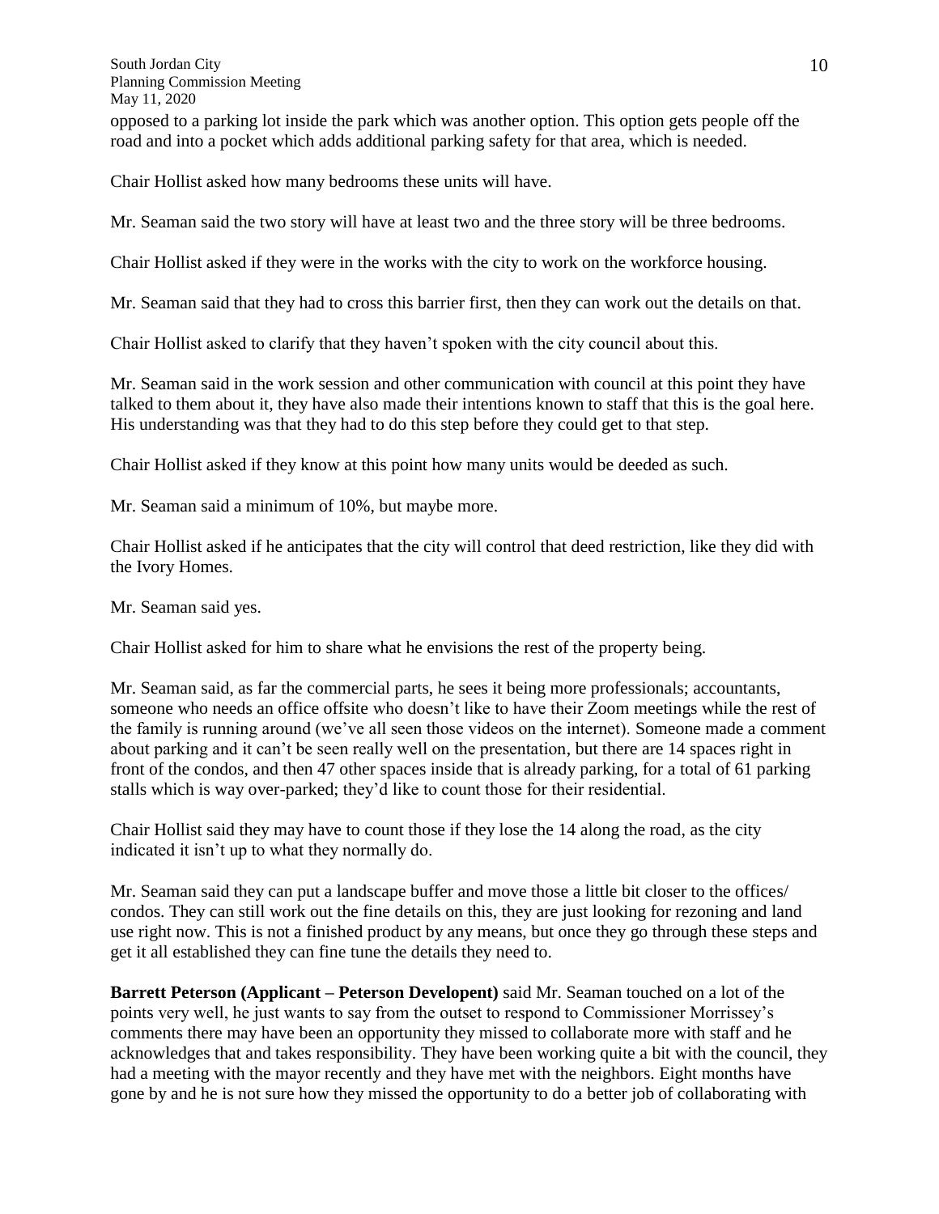opposed to a parking lot inside the park which was another option. This option gets people off the road and into a pocket which adds additional parking safety for that area, which is needed.

Chair Hollist asked how many bedrooms these units will have.

Mr. Seaman said the two story will have at least two and the three story will be three bedrooms.

Chair Hollist asked if they were in the works with the city to work on the workforce housing.

Mr. Seaman said that they had to cross this barrier first, then they can work out the details on that.

Chair Hollist asked to clarify that they haven't spoken with the city council about this.

Mr. Seaman said in the work session and other communication with council at this point they have talked to them about it, they have also made their intentions known to staff that this is the goal here. His understanding was that they had to do this step before they could get to that step.

Chair Hollist asked if they know at this point how many units would be deeded as such.

Mr. Seaman said a minimum of 10%, but maybe more.

Chair Hollist asked if he anticipates that the city will control that deed restriction, like they did with the Ivory Homes.

Mr. Seaman said yes.

Chair Hollist asked for him to share what he envisions the rest of the property being.

Mr. Seaman said, as far the commercial parts, he sees it being more professionals; accountants, someone who needs an office offsite who doesn't like to have their Zoom meetings while the rest of the family is running around (we've all seen those videos on the internet). Someone made a comment about parking and it can't be seen really well on the presentation, but there are 14 spaces right in front of the condos, and then 47 other spaces inside that is already parking, for a total of 61 parking stalls which is way over-parked; they'd like to count those for their residential.

Chair Hollist said they may have to count those if they lose the 14 along the road, as the city indicated it isn't up to what they normally do.

Mr. Seaman said they can put a landscape buffer and move those a little bit closer to the offices/ condos. They can still work out the fine details on this, they are just looking for rezoning and land use right now. This is not a finished product by any means, but once they go through these steps and get it all established they can fine tune the details they need to.

**Barrett Peterson (Applicant – Peterson Developent)** said Mr. Seaman touched on a lot of the points very well, he just wants to say from the outset to respond to Commissioner Morrissey's comments there may have been an opportunity they missed to collaborate more with staff and he acknowledges that and takes responsibility. They have been working quite a bit with the council, they had a meeting with the mayor recently and they have met with the neighbors. Eight months have gone by and he is not sure how they missed the opportunity to do a better job of collaborating with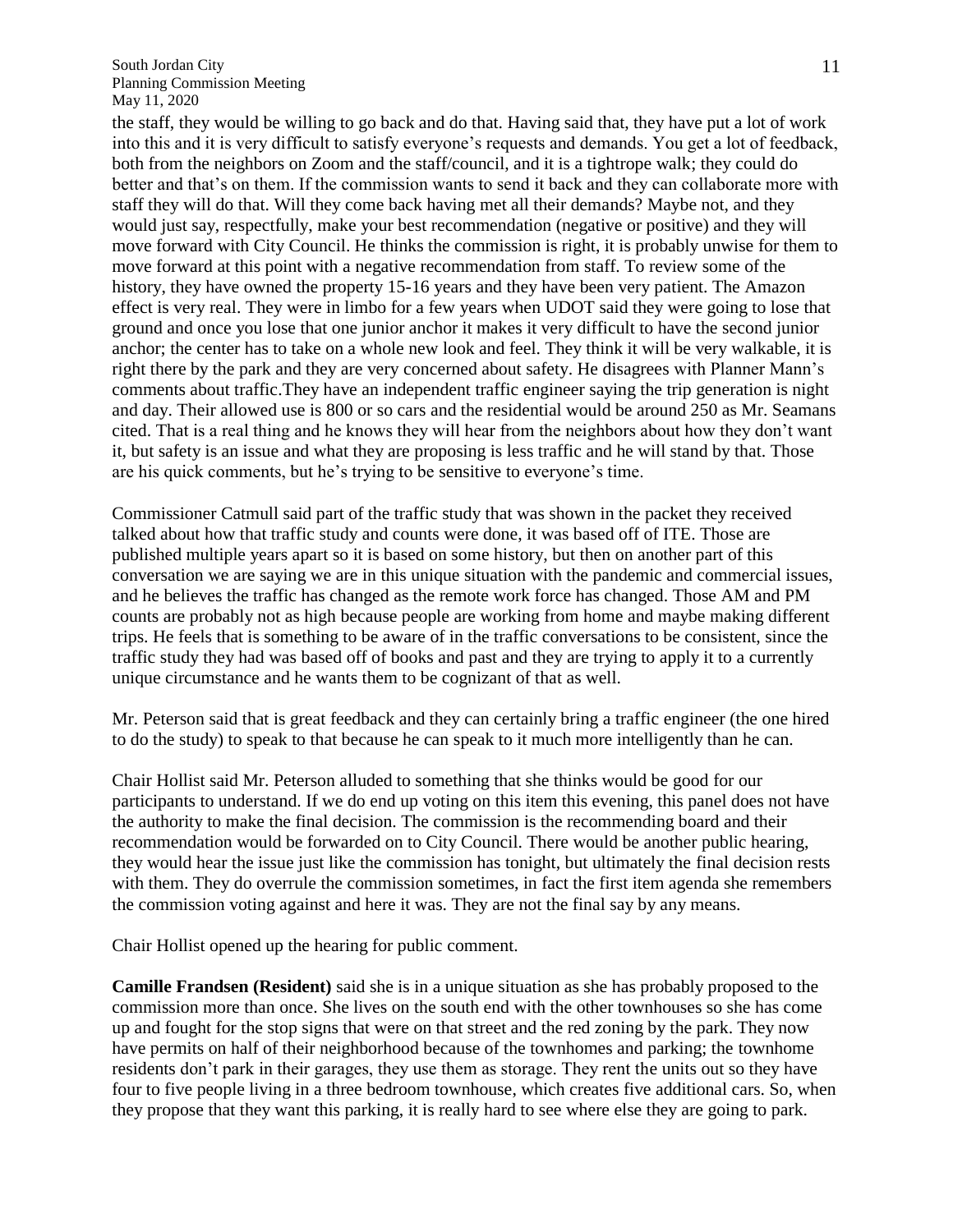the staff, they would be willing to go back and do that. Having said that, they have put a lot of work into this and it is very difficult to satisfy everyone's requests and demands. You get a lot of feedback, both from the neighbors on Zoom and the staff/council, and it is a tightrope walk; they could do better and that's on them. If the commission wants to send it back and they can collaborate more with staff they will do that. Will they come back having met all their demands? Maybe not, and they would just say, respectfully, make your best recommendation (negative or positive) and they will move forward with City Council. He thinks the commission is right, it is probably unwise for them to move forward at this point with a negative recommendation from staff. To review some of the history, they have owned the property 15-16 years and they have been very patient. The Amazon effect is very real. They were in limbo for a few years when UDOT said they were going to lose that ground and once you lose that one junior anchor it makes it very difficult to have the second junior anchor; the center has to take on a whole new look and feel. They think it will be very walkable, it is right there by the park and they are very concerned about safety. He disagrees with Planner Mann's comments about traffic.They have an independent traffic engineer saying the trip generation is night and day. Their allowed use is 800 or so cars and the residential would be around 250 as Mr. Seamans cited. That is a real thing and he knows they will hear from the neighbors about how they don't want it, but safety is an issue and what they are proposing is less traffic and he will stand by that. Those are his quick comments, but he's trying to be sensitive to everyone's time.

Commissioner Catmull said part of the traffic study that was shown in the packet they received talked about how that traffic study and counts were done, it was based off of ITE. Those are published multiple years apart so it is based on some history, but then on another part of this conversation we are saying we are in this unique situation with the pandemic and commercial issues, and he believes the traffic has changed as the remote work force has changed. Those AM and PM counts are probably not as high because people are working from home and maybe making different trips. He feels that is something to be aware of in the traffic conversations to be consistent, since the traffic study they had was based off of books and past and they are trying to apply it to a currently unique circumstance and he wants them to be cognizant of that as well.

Mr. Peterson said that is great feedback and they can certainly bring a traffic engineer (the one hired to do the study) to speak to that because he can speak to it much more intelligently than he can.

Chair Hollist said Mr. Peterson alluded to something that she thinks would be good for our participants to understand. If we do end up voting on this item this evening, this panel does not have the authority to make the final decision. The commission is the recommending board and their recommendation would be forwarded on to City Council. There would be another public hearing, they would hear the issue just like the commission has tonight, but ultimately the final decision rests with them. They do overrule the commission sometimes, in fact the first item agenda she remembers the commission voting against and here it was. They are not the final say by any means.

Chair Hollist opened up the hearing for public comment.

**Camille Frandsen (Resident)** said she is in a unique situation as she has probably proposed to the commission more than once. She lives on the south end with the other townhouses so she has come up and fought for the stop signs that were on that street and the red zoning by the park. They now have permits on half of their neighborhood because of the townhomes and parking; the townhome residents don't park in their garages, they use them as storage. They rent the units out so they have four to five people living in a three bedroom townhouse, which creates five additional cars. So, when they propose that they want this parking, it is really hard to see where else they are going to park.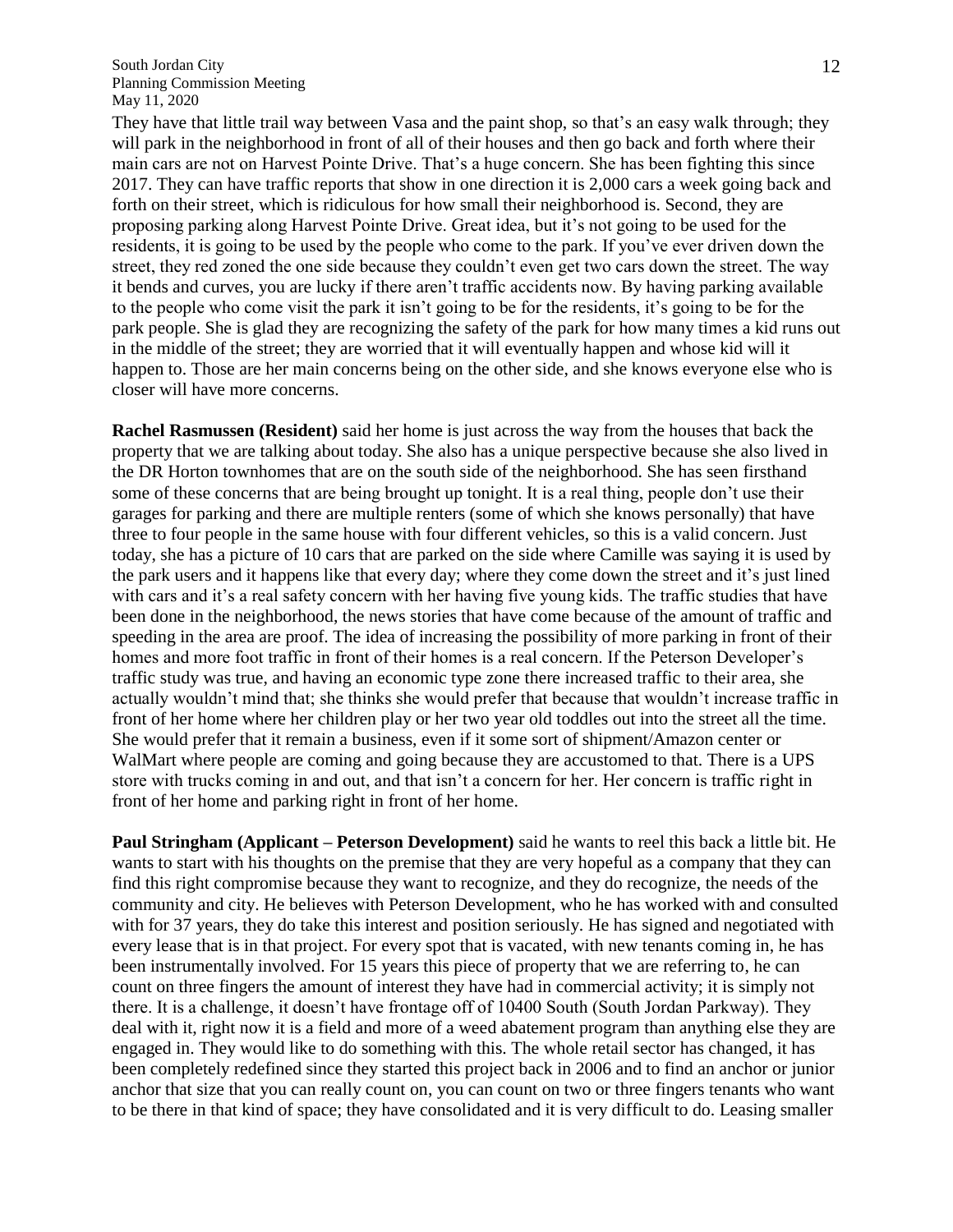They have that little trail way between Vasa and the paint shop, so that's an easy walk through; they will park in the neighborhood in front of all of their houses and then go back and forth where their main cars are not on Harvest Pointe Drive. That's a huge concern. She has been fighting this since 2017. They can have traffic reports that show in one direction it is 2,000 cars a week going back and forth on their street, which is ridiculous for how small their neighborhood is. Second, they are proposing parking along Harvest Pointe Drive. Great idea, but it's not going to be used for the residents, it is going to be used by the people who come to the park. If you've ever driven down the street, they red zoned the one side because they couldn't even get two cars down the street. The way it bends and curves, you are lucky if there aren't traffic accidents now. By having parking available to the people who come visit the park it isn't going to be for the residents, it's going to be for the park people. She is glad they are recognizing the safety of the park for how many times a kid runs out in the middle of the street; they are worried that it will eventually happen and whose kid will it happen to. Those are her main concerns being on the other side, and she knows everyone else who is closer will have more concerns.

**Rachel Rasmussen (Resident)** said her home is just across the way from the houses that back the property that we are talking about today. She also has a unique perspective because she also lived in the DR Horton townhomes that are on the south side of the neighborhood. She has seen firsthand some of these concerns that are being brought up tonight. It is a real thing, people don't use their garages for parking and there are multiple renters (some of which she knows personally) that have three to four people in the same house with four different vehicles, so this is a valid concern. Just today, she has a picture of 10 cars that are parked on the side where Camille was saying it is used by the park users and it happens like that every day; where they come down the street and it's just lined with cars and it's a real safety concern with her having five young kids. The traffic studies that have been done in the neighborhood, the news stories that have come because of the amount of traffic and speeding in the area are proof. The idea of increasing the possibility of more parking in front of their homes and more foot traffic in front of their homes is a real concern. If the Peterson Developer's traffic study was true, and having an economic type zone there increased traffic to their area, she actually wouldn't mind that; she thinks she would prefer that because that wouldn't increase traffic in front of her home where her children play or her two year old toddles out into the street all the time. She would prefer that it remain a business, even if it some sort of shipment/Amazon center or WalMart where people are coming and going because they are accustomed to that. There is a UPS store with trucks coming in and out, and that isn't a concern for her. Her concern is traffic right in front of her home and parking right in front of her home.

**Paul Stringham (Applicant – Peterson Development)** said he wants to reel this back a little bit. He wants to start with his thoughts on the premise that they are very hopeful as a company that they can find this right compromise because they want to recognize, and they do recognize, the needs of the community and city. He believes with Peterson Development, who he has worked with and consulted with for 37 years, they do take this interest and position seriously. He has signed and negotiated with every lease that is in that project. For every spot that is vacated, with new tenants coming in, he has been instrumentally involved. For 15 years this piece of property that we are referring to, he can count on three fingers the amount of interest they have had in commercial activity; it is simply not there. It is a challenge, it doesn't have frontage off of 10400 South (South Jordan Parkway). They deal with it, right now it is a field and more of a weed abatement program than anything else they are engaged in. They would like to do something with this. The whole retail sector has changed, it has been completely redefined since they started this project back in 2006 and to find an anchor or junior anchor that size that you can really count on, you can count on two or three fingers tenants who want to be there in that kind of space; they have consolidated and it is very difficult to do. Leasing smaller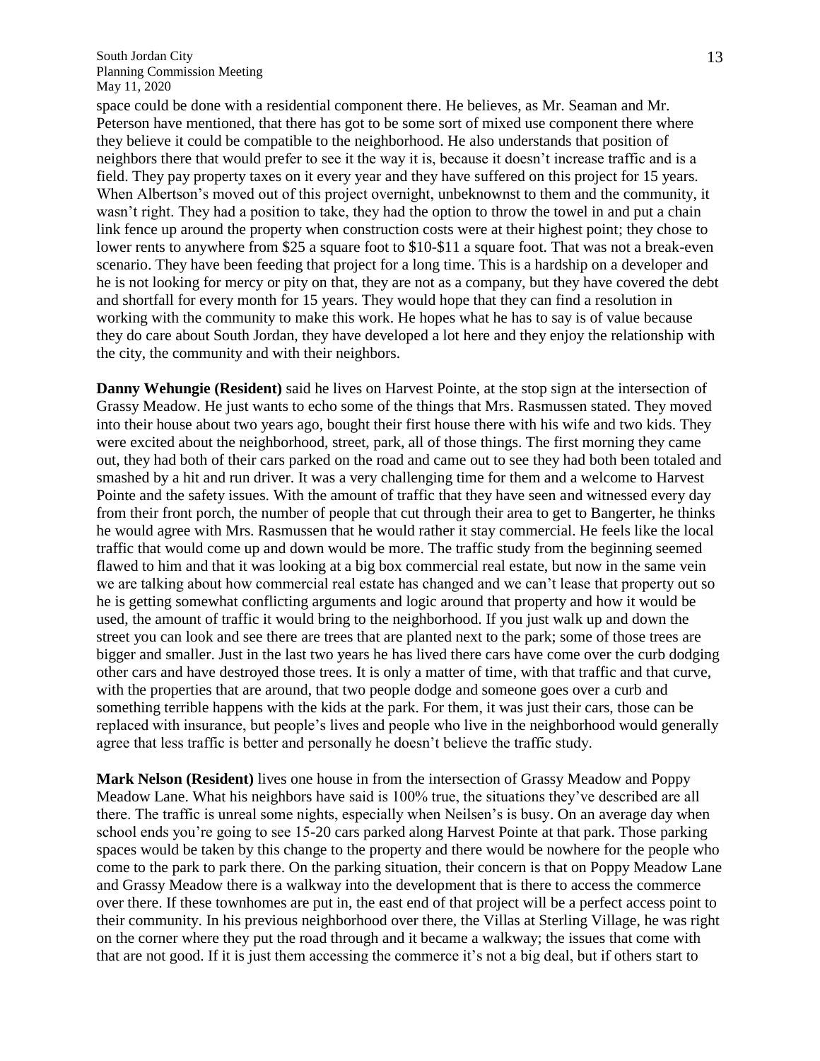space could be done with a residential component there. He believes, as Mr. Seaman and Mr. Peterson have mentioned, that there has got to be some sort of mixed use component there where they believe it could be compatible to the neighborhood. He also understands that position of neighbors there that would prefer to see it the way it is, because it doesn't increase traffic and is a field. They pay property taxes on it every year and they have suffered on this project for 15 years. When Albertson's moved out of this project overnight, unbeknownst to them and the community, it wasn't right. They had a position to take, they had the option to throw the towel in and put a chain link fence up around the property when construction costs were at their highest point; they chose to lower rents to anywhere from $25 a square foot to $10-$11 a square foot. That was not a break-even scenario. They have been feeding that project for a long time. This is a hardship on a developer and he is not looking for mercy or pity on that, they are not as a company, but they have covered the debt and shortfall for every month for 15 years. They would hope that they can find a resolution in working with the community to make this work. He hopes what he has to say is of value because they do care about South Jordan, they have developed a lot here and they enjoy the relationship with the city, the community and with their neighbors.

**Danny Wehungie (Resident)** said he lives on Harvest Pointe, at the stop sign at the intersection of Grassy Meadow. He just wants to echo some of the things that Mrs. Rasmussen stated. They moved into their house about two years ago, bought their first house there with his wife and two kids. They were excited about the neighborhood, street, park, all of those things. The first morning they came out, they had both of their cars parked on the road and came out to see they had both been totaled and smashed by a hit and run driver. It was a very challenging time for them and a welcome to Harvest Pointe and the safety issues. With the amount of traffic that they have seen and witnessed every day from their front porch, the number of people that cut through their area to get to Bangerter, he thinks he would agree with Mrs. Rasmussen that he would rather it stay commercial. He feels like the local traffic that would come up and down would be more. The traffic study from the beginning seemed flawed to him and that it was looking at a big box commercial real estate, but now in the same vein we are talking about how commercial real estate has changed and we can't lease that property out so he is getting somewhat conflicting arguments and logic around that property and how it would be used, the amount of traffic it would bring to the neighborhood. If you just walk up and down the street you can look and see there are trees that are planted next to the park; some of those trees are bigger and smaller. Just in the last two years he has lived there cars have come over the curb dodging other cars and have destroyed those trees. It is only a matter of time, with that traffic and that curve, with the properties that are around, that two people dodge and someone goes over a curb and something terrible happens with the kids at the park. For them, it was just their cars, those can be replaced with insurance, but people's lives and people who live in the neighborhood would generally agree that less traffic is better and personally he doesn't believe the traffic study.

**Mark Nelson (Resident)** lives one house in from the intersection of Grassy Meadow and Poppy Meadow Lane. What his neighbors have said is 100% true, the situations they've described are all there. The traffic is unreal some nights, especially when Neilsen's is busy. On an average day when school ends you're going to see 15-20 cars parked along Harvest Pointe at that park. Those parking spaces would be taken by this change to the property and there would be nowhere for the people who come to the park to park there. On the parking situation, their concern is that on Poppy Meadow Lane and Grassy Meadow there is a walkway into the development that is there to access the commerce over there. If these townhomes are put in, the east end of that project will be a perfect access point to their community. In his previous neighborhood over there, the Villas at Sterling Village, he was right on the corner where they put the road through and it became a walkway; the issues that come with that are not good. If it is just them accessing the commerce it's not a big deal, but if others start to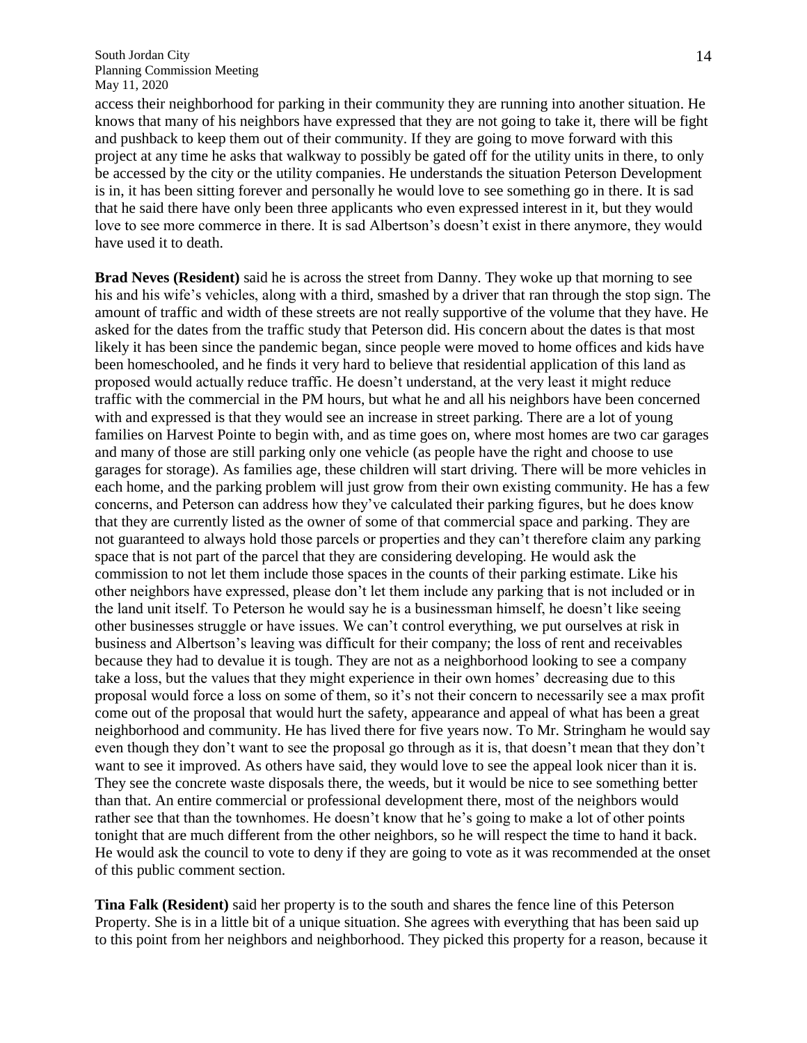access their neighborhood for parking in their community they are running into another situation. He knows that many of his neighbors have expressed that they are not going to take it, there will be fight and pushback to keep them out of their community. If they are going to move forward with this project at any time he asks that walkway to possibly be gated off for the utility units in there, to only be accessed by the city or the utility companies. He understands the situation Peterson Development is in, it has been sitting forever and personally he would love to see something go in there. It is sad that he said there have only been three applicants who even expressed interest in it, but they would love to see more commerce in there. It is sad Albertson's doesn't exist in there anymore, they would have used it to death.

**Brad Neves (Resident)** said he is across the street from Danny. They woke up that morning to see his and his wife's vehicles, along with a third, smashed by a driver that ran through the stop sign. The amount of traffic and width of these streets are not really supportive of the volume that they have. He asked for the dates from the traffic study that Peterson did. His concern about the dates is that most likely it has been since the pandemic began, since people were moved to home offices and kids have been homeschooled, and he finds it very hard to believe that residential application of this land as proposed would actually reduce traffic. He doesn't understand, at the very least it might reduce traffic with the commercial in the PM hours, but what he and all his neighbors have been concerned with and expressed is that they would see an increase in street parking. There are a lot of young families on Harvest Pointe to begin with, and as time goes on, where most homes are two car garages and many of those are still parking only one vehicle (as people have the right and choose to use garages for storage). As families age, these children will start driving. There will be more vehicles in each home, and the parking problem will just grow from their own existing community. He has a few concerns, and Peterson can address how they've calculated their parking figures, but he does know that they are currently listed as the owner of some of that commercial space and parking. They are not guaranteed to always hold those parcels or properties and they can't therefore claim any parking space that is not part of the parcel that they are considering developing. He would ask the commission to not let them include those spaces in the counts of their parking estimate. Like his other neighbors have expressed, please don't let them include any parking that is not included or in the land unit itself. To Peterson he would say he is a businessman himself, he doesn't like seeing other businesses struggle or have issues. We can't control everything, we put ourselves at risk in business and Albertson's leaving was difficult for their company; the loss of rent and receivables because they had to devalue it is tough. They are not as a neighborhood looking to see a company take a loss, but the values that they might experience in their own homes' decreasing due to this proposal would force a loss on some of them, so it's not their concern to necessarily see a max profit come out of the proposal that would hurt the safety, appearance and appeal of what has been a great neighborhood and community. He has lived there for five years now. To Mr. Stringham he would say even though they don't want to see the proposal go through as it is, that doesn't mean that they don't want to see it improved. As others have said, they would love to see the appeal look nicer than it is. They see the concrete waste disposals there, the weeds, but it would be nice to see something better than that. An entire commercial or professional development there, most of the neighbors would rather see that than the townhomes. He doesn't know that he's going to make a lot of other points tonight that are much different from the other neighbors, so he will respect the time to hand it back. He would ask the council to vote to deny if they are going to vote as it was recommended at the onset of this public comment section.

**Tina Falk (Resident)** said her property is to the south and shares the fence line of this Peterson Property. She is in a little bit of a unique situation. She agrees with everything that has been said up to this point from her neighbors and neighborhood. They picked this property for a reason, because it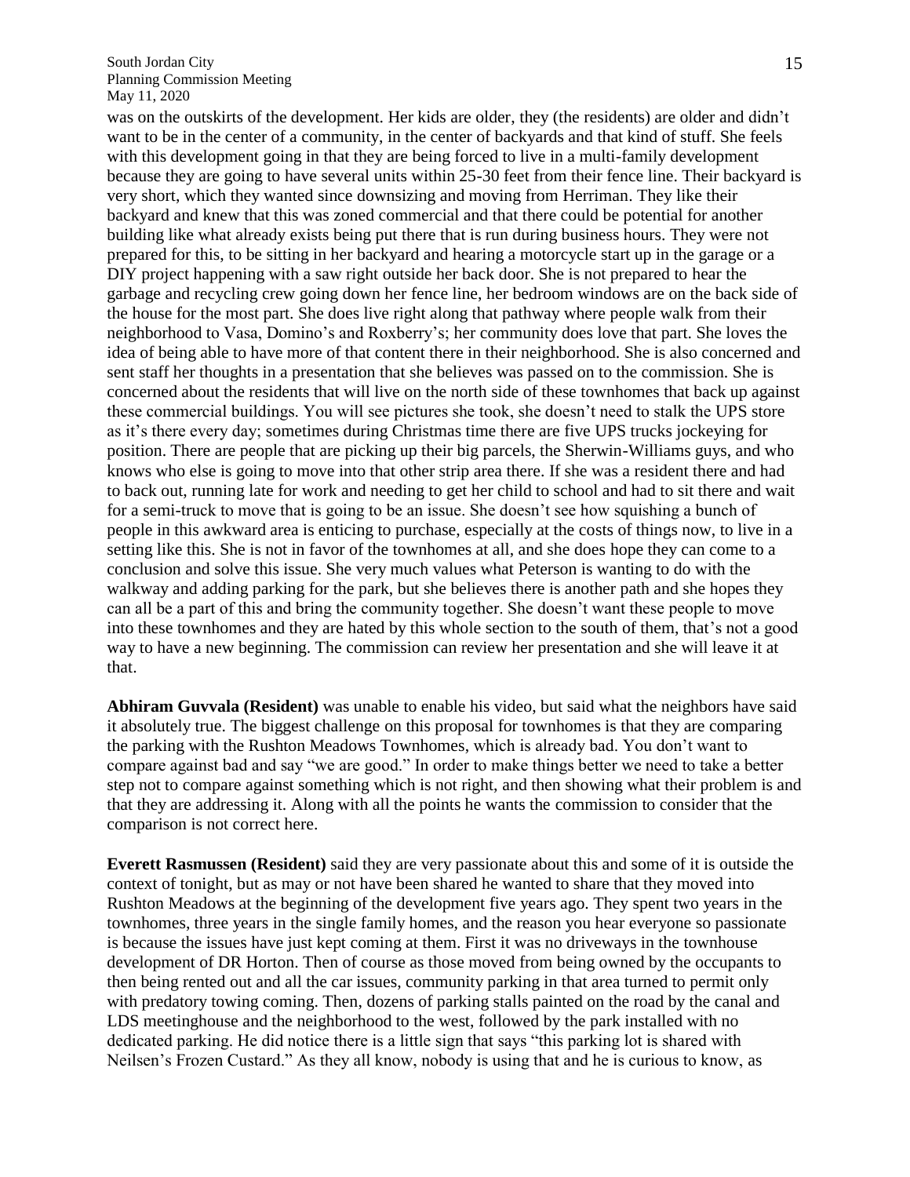was on the outskirts of the development. Her kids are older, they (the residents) are older and didn't want to be in the center of a community, in the center of backyards and that kind of stuff. She feels with this development going in that they are being forced to live in a multi-family development because they are going to have several units within 25-30 feet from their fence line. Their backyard is very short, which they wanted since downsizing and moving from Herriman. They like their backyard and knew that this was zoned commercial and that there could be potential for another building like what already exists being put there that is run during business hours. They were not prepared for this, to be sitting in her backyard and hearing a motorcycle start up in the garage or a DIY project happening with a saw right outside her back door. She is not prepared to hear the garbage and recycling crew going down her fence line, her bedroom windows are on the back side of the house for the most part. She does live right along that pathway where people walk from their neighborhood to Vasa, Domino's and Roxberry's; her community does love that part. She loves the idea of being able to have more of that content there in their neighborhood. She is also concerned and sent staff her thoughts in a presentation that she believes was passed on to the commission. She is concerned about the residents that will live on the north side of these townhomes that back up against these commercial buildings. You will see pictures she took, she doesn't need to stalk the UPS store as it's there every day; sometimes during Christmas time there are five UPS trucks jockeying for position. There are people that are picking up their big parcels, the Sherwin-Williams guys, and who knows who else is going to move into that other strip area there. If she was a resident there and had to back out, running late for work and needing to get her child to school and had to sit there and wait for a semi-truck to move that is going to be an issue. She doesn't see how squishing a bunch of people in this awkward area is enticing to purchase, especially at the costs of things now, to live in a setting like this. She is not in favor of the townhomes at all, and she does hope they can come to a conclusion and solve this issue. She very much values what Peterson is wanting to do with the walkway and adding parking for the park, but she believes there is another path and she hopes they can all be a part of this and bring the community together. She doesn't want these people to move into these townhomes and they are hated by this whole section to the south of them, that's not a good way to have a new beginning. The commission can review her presentation and she will leave it at that.

**Abhiram Guvvala (Resident)** was unable to enable his video, but said what the neighbors have said it absolutely true. The biggest challenge on this proposal for townhomes is that they are comparing the parking with the Rushton Meadows Townhomes, which is already bad. You don't want to compare against bad and say "we are good." In order to make things better we need to take a better step not to compare against something which is not right, and then showing what their problem is and that they are addressing it. Along with all the points he wants the commission to consider that the comparison is not correct here.

**Everett Rasmussen (Resident)** said they are very passionate about this and some of it is outside the context of tonight, but as may or not have been shared he wanted to share that they moved into Rushton Meadows at the beginning of the development five years ago. They spent two years in the townhomes, three years in the single family homes, and the reason you hear everyone so passionate is because the issues have just kept coming at them. First it was no driveways in the townhouse development of DR Horton. Then of course as those moved from being owned by the occupants to then being rented out and all the car issues, community parking in that area turned to permit only with predatory towing coming. Then, dozens of parking stalls painted on the road by the canal and LDS meetinghouse and the neighborhood to the west, followed by the park installed with no dedicated parking. He did notice there is a little sign that says "this parking lot is shared with Neilsen's Frozen Custard." As they all know, nobody is using that and he is curious to know, as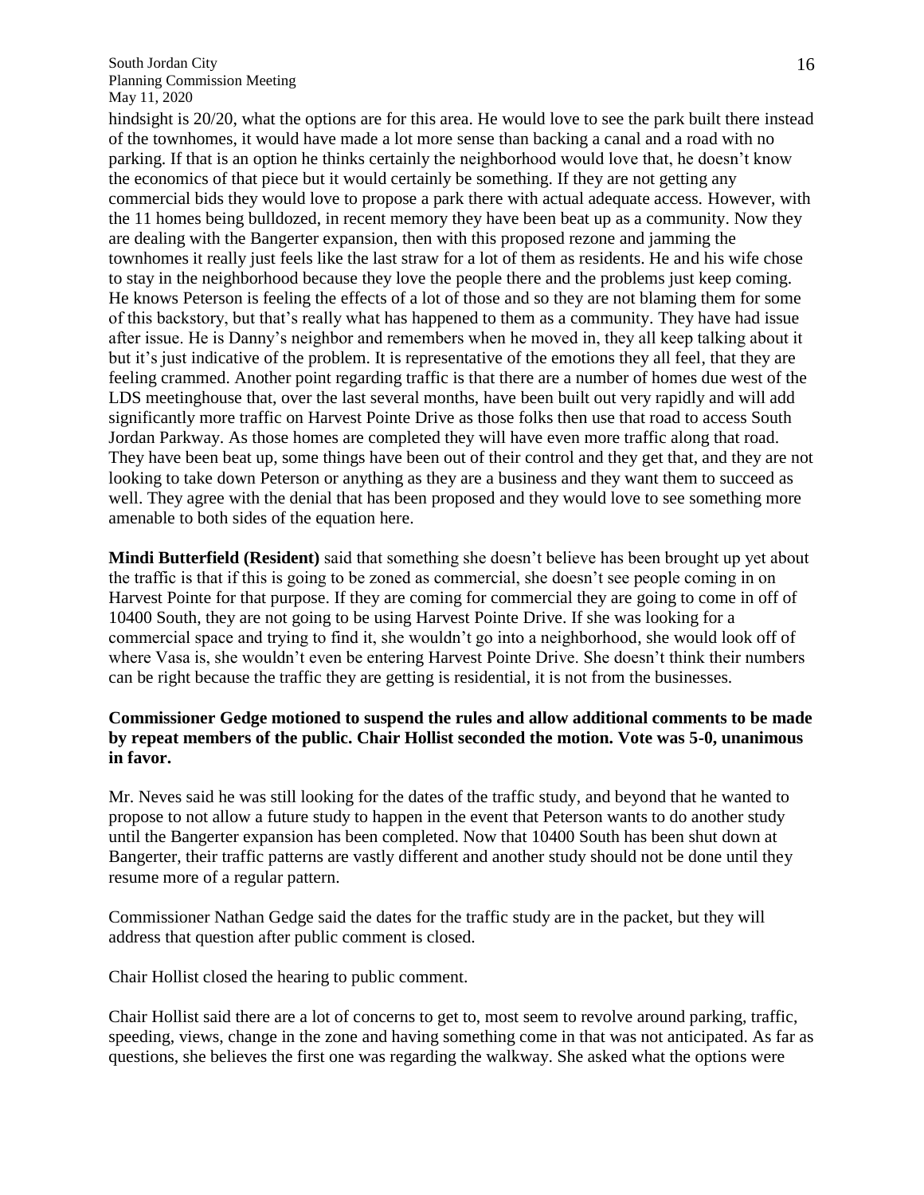hindsight is 20/20, what the options are for this area. He would love to see the park built there instead of the townhomes, it would have made a lot more sense than backing a canal and a road with no parking. If that is an option he thinks certainly the neighborhood would love that, he doesn't know the economics of that piece but it would certainly be something. If they are not getting any commercial bids they would love to propose a park there with actual adequate access. However, with the 11 homes being bulldozed, in recent memory they have been beat up as a community. Now they are dealing with the Bangerter expansion, then with this proposed rezone and jamming the townhomes it really just feels like the last straw for a lot of them as residents. He and his wife chose to stay in the neighborhood because they love the people there and the problems just keep coming. He knows Peterson is feeling the effects of a lot of those and so they are not blaming them for some of this backstory, but that's really what has happened to them as a community. They have had issue after issue. He is Danny's neighbor and remembers when he moved in, they all keep talking about it but it's just indicative of the problem. It is representative of the emotions they all feel, that they are feeling crammed. Another point regarding traffic is that there are a number of homes due west of the LDS meetinghouse that, over the last several months, have been built out very rapidly and will add significantly more traffic on Harvest Pointe Drive as those folks then use that road to access South Jordan Parkway. As those homes are completed they will have even more traffic along that road. They have been beat up, some things have been out of their control and they get that, and they are not looking to take down Peterson or anything as they are a business and they want them to succeed as well. They agree with the denial that has been proposed and they would love to see something more amenable to both sides of the equation here.

**Mindi Butterfield (Resident)** said that something she doesn't believe has been brought up yet about the traffic is that if this is going to be zoned as commercial, she doesn't see people coming in on Harvest Pointe for that purpose. If they are coming for commercial they are going to come in off of 10400 South, they are not going to be using Harvest Pointe Drive. If she was looking for a commercial space and trying to find it, she wouldn't go into a neighborhood, she would look off of where Vasa is, she wouldn't even be entering Harvest Pointe Drive. She doesn't think their numbers can be right because the traffic they are getting is residential, it is not from the businesses.

**Commissioner Gedge motioned to suspend the rules and allow additional comments to be made by repeat members of the public. Chair Hollist seconded the motion. Vote was 5-0, unanimous in favor.**

Mr. Neves said he was still looking for the dates of the traffic study, and beyond that he wanted to propose to not allow a future study to happen in the event that Peterson wants to do another study until the Bangerter expansion has been completed. Now that 10400 South has been shut down at Bangerter, their traffic patterns are vastly different and another study should not be done until they resume more of a regular pattern.

Commissioner Nathan Gedge said the dates for the traffic study are in the packet, but they will address that question after public comment is closed.

Chair Hollist closed the hearing to public comment.

Chair Hollist said there are a lot of concerns to get to, most seem to revolve around parking, traffic, speeding, views, change in the zone and having something come in that was not anticipated. As far as questions, she believes the first one was regarding the walkway. She asked what the options were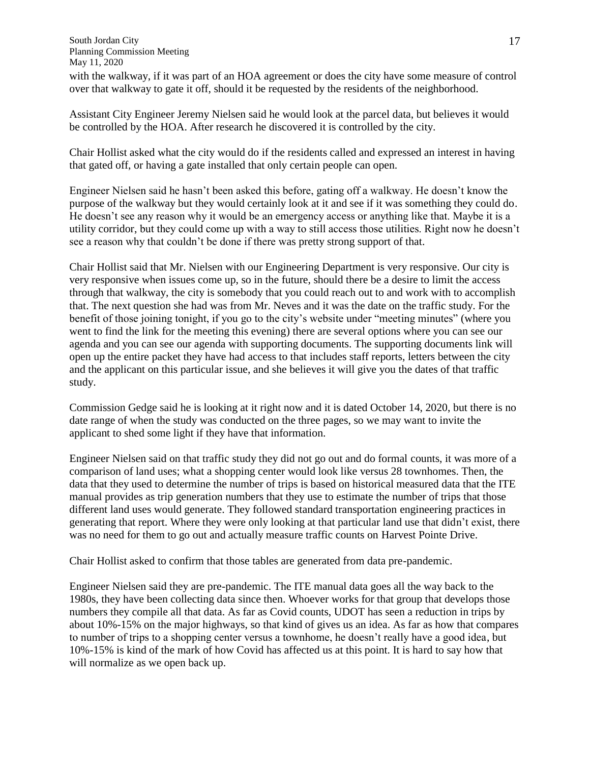with the walkway, if it was part of an HOA agreement or does the city have some measure of control over that walkway to gate it off, should it be requested by the residents of the neighborhood.

Assistant City Engineer Jeremy Nielsen said he would look at the parcel data, but believes it would be controlled by the HOA. After research he discovered it is controlled by the city.

Chair Hollist asked what the city would do if the residents called and expressed an interest in having that gated off, or having a gate installed that only certain people can open.

Engineer Nielsen said he hasn't been asked this before, gating off a walkway. He doesn't know the purpose of the walkway but they would certainly look at it and see if it was something they could do. He doesn't see any reason why it would be an emergency access or anything like that. Maybe it is a utility corridor, but they could come up with a way to still access those utilities. Right now he doesn't see a reason why that couldn't be done if there was pretty strong support of that.

Chair Hollist said that Mr. Nielsen with our Engineering Department is very responsive. Our city is very responsive when issues come up, so in the future, should there be a desire to limit the access through that walkway, the city is somebody that you could reach out to and work with to accomplish that. The next question she had was from Mr. Neves and it was the date on the traffic study. For the benefit of those joining tonight, if you go to the city's website under "meeting minutes" (where you went to find the link for the meeting this evening) there are several options where you can see our agenda and you can see our agenda with supporting documents. The supporting documents link will open up the entire packet they have had access to that includes staff reports, letters between the city and the applicant on this particular issue, and she believes it will give you the dates of that traffic study.

Commission Gedge said he is looking at it right now and it is dated October 14, 2020, but there is no date range of when the study was conducted on the three pages, so we may want to invite the applicant to shed some light if they have that information.

Engineer Nielsen said on that traffic study they did not go out and do formal counts, it was more of a comparison of land uses; what a shopping center would look like versus 28 townhomes. Then, the data that they used to determine the number of trips is based on historical measured data that the ITE manual provides as trip generation numbers that they use to estimate the number of trips that those different land uses would generate. They followed standard transportation engineering practices in generating that report. Where they were only looking at that particular land use that didn't exist, there was no need for them to go out and actually measure traffic counts on Harvest Pointe Drive.

Chair Hollist asked to confirm that those tables are generated from data pre-pandemic.

Engineer Nielsen said they are pre-pandemic. The ITE manual data goes all the way back to the 1980s, they have been collecting data since then. Whoever works for that group that develops those numbers they compile all that data. As far as Covid counts, UDOT has seen a reduction in trips by about 10%-15% on the major highways, so that kind of gives us an idea. As far as how that compares to number of trips to a shopping center versus a townhome, he doesn't really have a good idea, but 10%-15% is kind of the mark of how Covid has affected us at this point. It is hard to say how that will normalize as we open back up.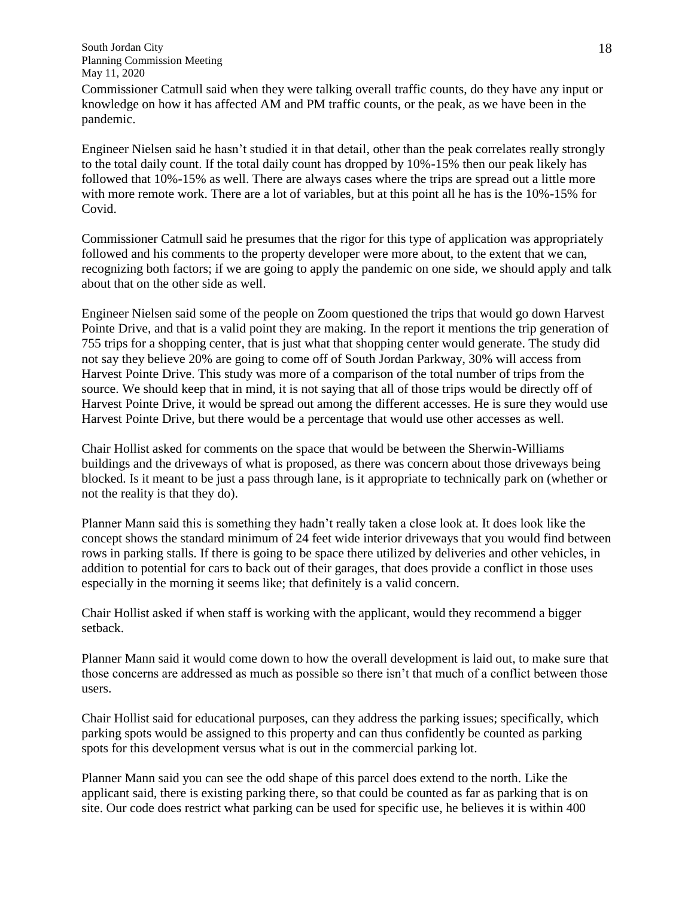Commissioner Catmull said when they were talking overall traffic counts, do they have any input or knowledge on how it has affected AM and PM traffic counts, or the peak, as we have been in the pandemic.

Engineer Nielsen said he hasn't studied it in that detail, other than the peak correlates really strongly to the total daily count. If the total daily count has dropped by 10%-15% then our peak likely has followed that 10%-15% as well. There are always cases where the trips are spread out a little more with more remote work. There are a lot of variables, but at this point all he has is the 10%-15% for Covid.

Commissioner Catmull said he presumes that the rigor for this type of application was appropriately followed and his comments to the property developer were more about, to the extent that we can, recognizing both factors; if we are going to apply the pandemic on one side, we should apply and talk about that on the other side as well.

Engineer Nielsen said some of the people on Zoom questioned the trips that would go down Harvest Pointe Drive, and that is a valid point they are making. In the report it mentions the trip generation of 755 trips for a shopping center, that is just what that shopping center would generate. The study did not say they believe 20% are going to come off of South Jordan Parkway, 30% will access from Harvest Pointe Drive. This study was more of a comparison of the total number of trips from the source. We should keep that in mind, it is not saying that all of those trips would be directly off of Harvest Pointe Drive, it would be spread out among the different accesses. He is sure they would use Harvest Pointe Drive, but there would be a percentage that would use other accesses as well.

Chair Hollist asked for comments on the space that would be between the Sherwin-Williams buildings and the driveways of what is proposed, as there was concern about those driveways being blocked. Is it meant to be just a pass through lane, is it appropriate to technically park on (whether or not the reality is that they do).

Planner Mann said this is something they hadn't really taken a close look at. It does look like the concept shows the standard minimum of 24 feet wide interior driveways that you would find between rows in parking stalls. If there is going to be space there utilized by deliveries and other vehicles, in addition to potential for cars to back out of their garages, that does provide a conflict in those uses especially in the morning it seems like; that definitely is a valid concern.

Chair Hollist asked if when staff is working with the applicant, would they recommend a bigger setback.

Planner Mann said it would come down to how the overall development is laid out, to make sure that those concerns are addressed as much as possible so there isn't that much of a conflict between those users.

Chair Hollist said for educational purposes, can they address the parking issues; specifically, which parking spots would be assigned to this property and can thus confidently be counted as parking spots for this development versus what is out in the commercial parking lot.

Planner Mann said you can see the odd shape of this parcel does extend to the north. Like the applicant said, there is existing parking there, so that could be counted as far as parking that is on site. Our code does restrict what parking can be used for specific use, he believes it is within 400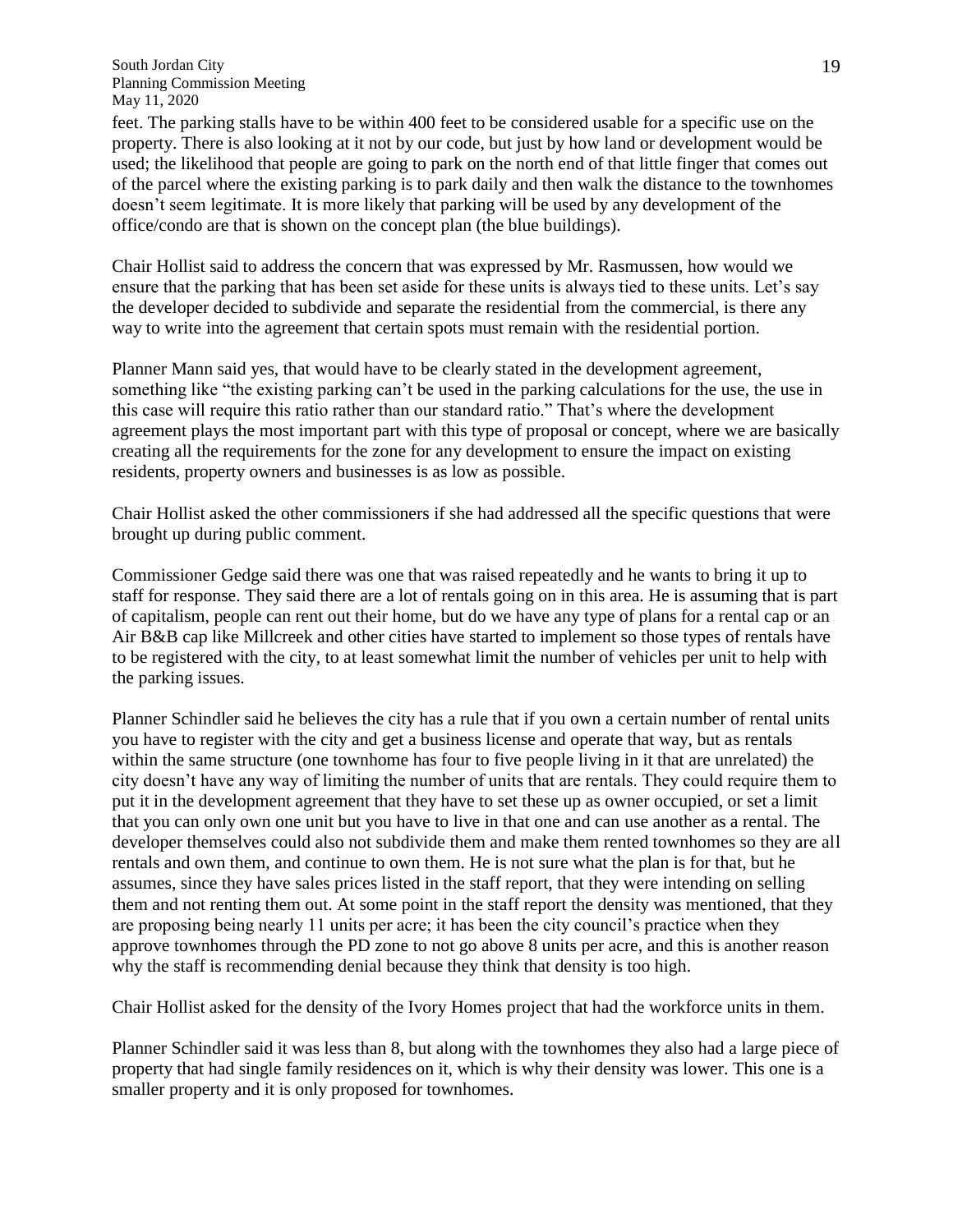feet. The parking stalls have to be within 400 feet to be considered usable for a specific use on the property. There is also looking at it not by our code, but just by how land or development would be used; the likelihood that people are going to park on the north end of that little finger that comes out of the parcel where the existing parking is to park daily and then walk the distance to the townhomes doesn't seem legitimate. It is more likely that parking will be used by any development of the office/condo are that is shown on the concept plan (the blue buildings).

Chair Hollist said to address the concern that was expressed by Mr. Rasmussen, how would we ensure that the parking that has been set aside for these units is always tied to these units. Let's say the developer decided to subdivide and separate the residential from the commercial, is there any way to write into the agreement that certain spots must remain with the residential portion.

Planner Mann said yes, that would have to be clearly stated in the development agreement, something like "the existing parking can't be used in the parking calculations for the use, the use in this case will require this ratio rather than our standard ratio." That's where the development agreement plays the most important part with this type of proposal or concept, where we are basically creating all the requirements for the zone for any development to ensure the impact on existing residents, property owners and businesses is as low as possible.

Chair Hollist asked the other commissioners if she had addressed all the specific questions that were brought up during public comment.

Commissioner Gedge said there was one that was raised repeatedly and he wants to bring it up to staff for response. They said there are a lot of rentals going on in this area. He is assuming that is part of capitalism, people can rent out their home, but do we have any type of plans for a rental cap or an Air B&B cap like Millcreek and other cities have started to implement so those types of rentals have to be registered with the city, to at least somewhat limit the number of vehicles per unit to help with the parking issues.

Planner Schindler said he believes the city has a rule that if you own a certain number of rental units you have to register with the city and get a business license and operate that way, but as rentals within the same structure (one townhome has four to five people living in it that are unrelated) the city doesn't have any way of limiting the number of units that are rentals. They could require them to put it in the development agreement that they have to set these up as owner occupied, or set a limit that you can only own one unit but you have to live in that one and can use another as a rental. The developer themselves could also not subdivide them and make them rented townhomes so they are all rentals and own them, and continue to own them. He is not sure what the plan is for that, but he assumes, since they have sales prices listed in the staff report, that they were intending on selling them and not renting them out. At some point in the staff report the density was mentioned, that they are proposing being nearly 11 units per acre; it has been the city council's practice when they approve townhomes through the PD zone to not go above 8 units per acre, and this is another reason why the staff is recommending denial because they think that density is too high.

Chair Hollist asked for the density of the Ivory Homes project that had the workforce units in them.

Planner Schindler said it was less than 8, but along with the townhomes they also had a large piece of property that had single family residences on it, which is why their density was lower. This one is a smaller property and it is only proposed for townhomes.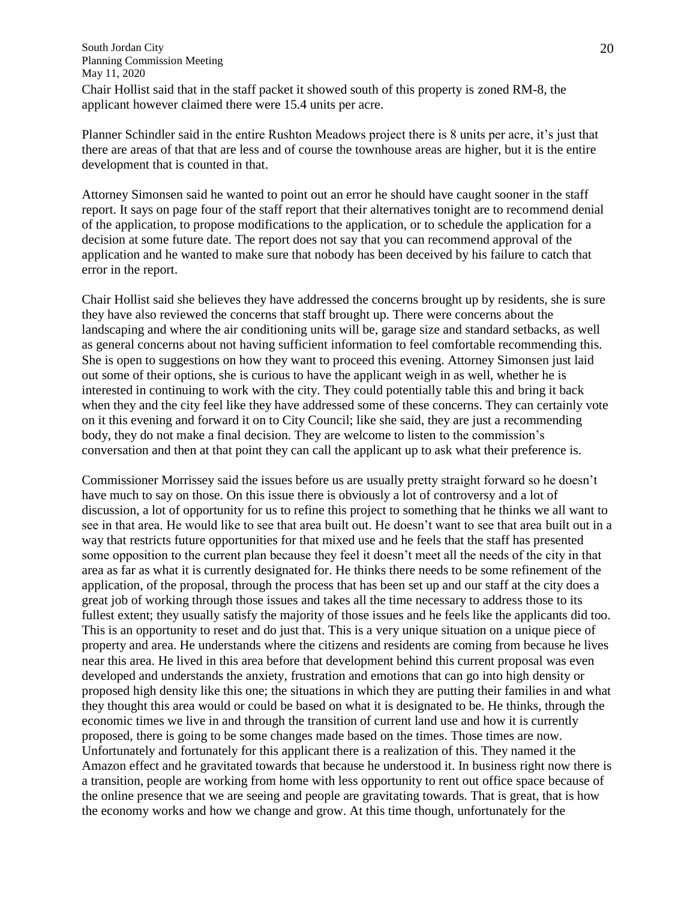Chair Hollist said that in the staff packet it showed south of this property is zoned RM-8, the applicant however claimed there were 15.4 units per acre.

Planner Schindler said in the entire Rushton Meadows project there is 8 units per acre, it's just that there are areas of that that are less and of course the townhouse areas are higher, but it is the entire development that is counted in that.

Attorney Simonsen said he wanted to point out an error he should have caught sooner in the staff report. It says on page four of the staff report that their alternatives tonight are to recommend denial of the application, to propose modifications to the application, or to schedule the application for a decision at some future date. The report does not say that you can recommend approval of the application and he wanted to make sure that nobody has been deceived by his failure to catch that error in the report.

Chair Hollist said she believes they have addressed the concerns brought up by residents, she is sure they have also reviewed the concerns that staff brought up. There were concerns about the landscaping and where the air conditioning units will be, garage size and standard setbacks, as well as general concerns about not having sufficient information to feel comfortable recommending this. She is open to suggestions on how they want to proceed this evening. Attorney Simonsen just laid out some of their options, she is curious to have the applicant weigh in as well, whether he is interested in continuing to work with the city. They could potentially table this and bring it back when they and the city feel like they have addressed some of these concerns. They can certainly vote on it this evening and forward it on to City Council; like she said, they are just a recommending body, they do not make a final decision. They are welcome to listen to the commission's conversation and then at that point they can call the applicant up to ask what their preference is.

Commissioner Morrissey said the issues before us are usually pretty straight forward so he doesn't have much to say on those. On this issue there is obviously a lot of controversy and a lot of discussion, a lot of opportunity for us to refine this project to something that he thinks we all want to see in that area. He would like to see that area built out. He doesn't want to see that area built out in a way that restricts future opportunities for that mixed use and he feels that the staff has presented some opposition to the current plan because they feel it doesn't meet all the needs of the city in that area as far as what it is currently designated for. He thinks there needs to be some refinement of the application, of the proposal, through the process that has been set up and our staff at the city does a great job of working through those issues and takes all the time necessary to address those to its fullest extent; they usually satisfy the majority of those issues and he feels like the applicants did too. This is an opportunity to reset and do just that. This is a very unique situation on a unique piece of property and area. He understands where the citizens and residents are coming from because he lives near this area. He lived in this area before that development behind this current proposal was even developed and understands the anxiety, frustration and emotions that can go into high density or proposed high density like this one; the situations in which they are putting their families in and what they thought this area would or could be based on what it is designated to be. He thinks, through the economic times we live in and through the transition of current land use and how it is currently proposed, there is going to be some changes made based on the times. Those times are now. Unfortunately and fortunately for this applicant there is a realization of this. They named it the Amazon effect and he gravitated towards that because he understood it. In business right now there is a transition, people are working from home with less opportunity to rent out office space because of the online presence that we are seeing and people are gravitating towards. That is great, that is how the economy works and how we change and grow. At this time though, unfortunately for the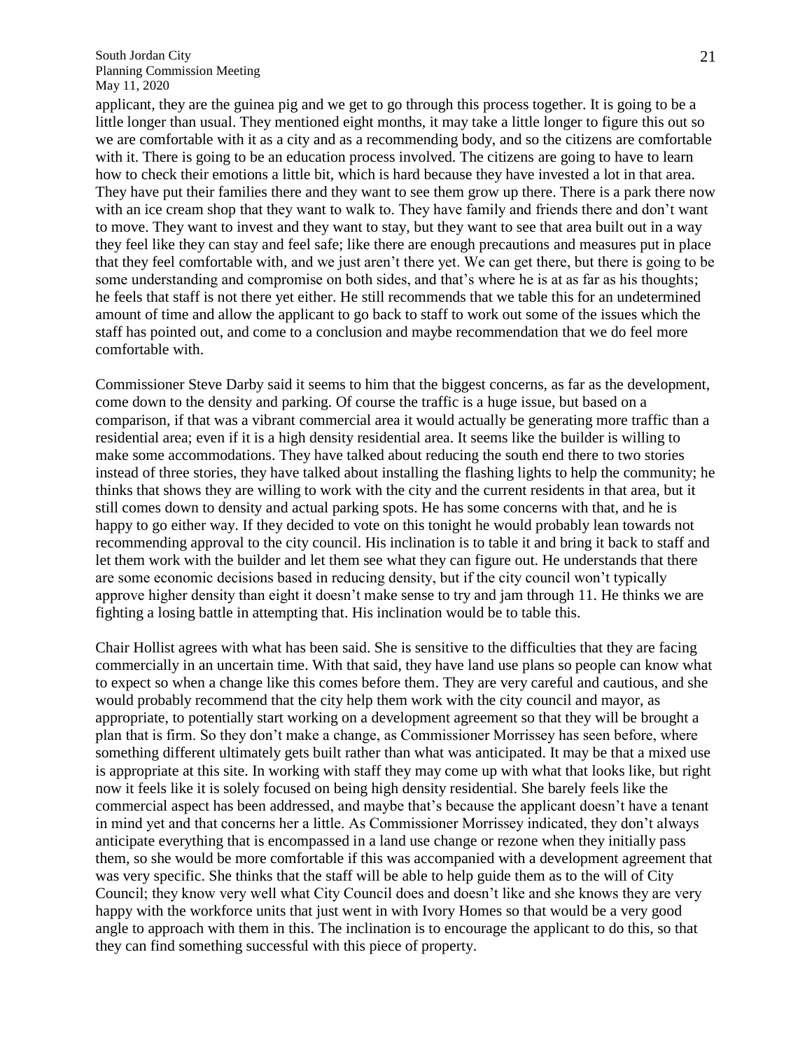applicant, they are the guinea pig and we get to go through this process together. It is going to be a little longer than usual. They mentioned eight months, it may take a little longer to figure this out so we are comfortable with it as a city and as a recommending body, and so the citizens are comfortable with it. There is going to be an education process involved. The citizens are going to have to learn how to check their emotions a little bit, which is hard because they have invested a lot in that area. They have put their families there and they want to see them grow up there. There is a park there now with an ice cream shop that they want to walk to. They have family and friends there and don't want to move. They want to invest and they want to stay, but they want to see that area built out in a way they feel like they can stay and feel safe; like there are enough precautions and measures put in place that they feel comfortable with, and we just aren't there yet. We can get there, but there is going to be some understanding and compromise on both sides, and that's where he is at as far as his thoughts; he feels that staff is not there yet either. He still recommends that we table this for an undetermined amount of time and allow the applicant to go back to staff to work out some of the issues which the staff has pointed out, and come to a conclusion and maybe recommendation that we do feel more comfortable with.

Commissioner Steve Darby said it seems to him that the biggest concerns, as far as the development, come down to the density and parking. Of course the traffic is a huge issue, but based on a comparison, if that was a vibrant commercial area it would actually be generating more traffic than a residential area; even if it is a high density residential area. It seems like the builder is willing to make some accommodations. They have talked about reducing the south end there to two stories instead of three stories, they have talked about installing the flashing lights to help the community; he thinks that shows they are willing to work with the city and the current residents in that area, but it still comes down to density and actual parking spots. He has some concerns with that, and he is happy to go either way. If they decided to vote on this tonight he would probably lean towards not recommending approval to the city council. His inclination is to table it and bring it back to staff and let them work with the builder and let them see what they can figure out. He understands that there are some economic decisions based in reducing density, but if the city council won't typically approve higher density than eight it doesn't make sense to try and jam through 11. He thinks we are fighting a losing battle in attempting that. His inclination would be to table this.

Chair Hollist agrees with what has been said. She is sensitive to the difficulties that they are facing commercially in an uncertain time. With that said, they have land use plans so people can know what to expect so when a change like this comes before them. They are very careful and cautious, and she would probably recommend that the city help them work with the city council and mayor, as appropriate, to potentially start working on a development agreement so that they will be brought a plan that is firm. So they don't make a change, as Commissioner Morrissey has seen before, where something different ultimately gets built rather than what was anticipated. It may be that a mixed use is appropriate at this site. In working with staff they may come up with what that looks like, but right now it feels like it is solely focused on being high density residential. She barely feels like the commercial aspect has been addressed, and maybe that's because the applicant doesn't have a tenant in mind yet and that concerns her a little. As Commissioner Morrissey indicated, they don't always anticipate everything that is encompassed in a land use change or rezone when they initially pass them, so she would be more comfortable if this was accompanied with a development agreement that was very specific. She thinks that the staff will be able to help guide them as to the will of City Council; they know very well what City Council does and doesn't like and she knows they are very happy with the workforce units that just went in with Ivory Homes so that would be a very good angle to approach with them in this. The inclination is to encourage the applicant to do this, so that they can find something successful with this piece of property.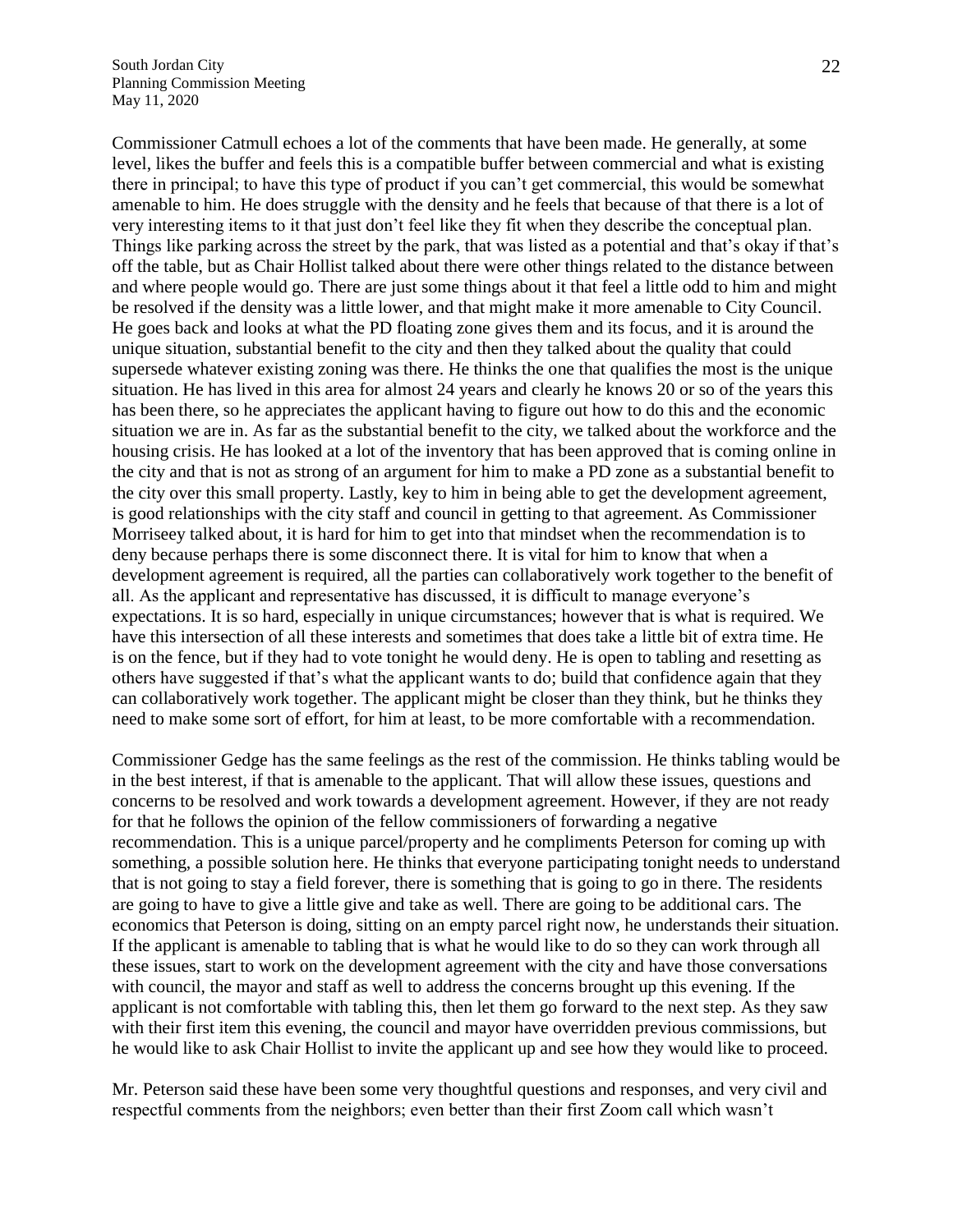Commissioner Catmull echoes a lot of the comments that have been made. He generally, at some level, likes the buffer and feels this is a compatible buffer between commercial and what is existing there in principal; to have this type of product if you can't get commercial, this would be somewhat amenable to him. He does struggle with the density and he feels that because of that there is a lot of very interesting items to it that just don't feel like they fit when they describe the conceptual plan. Things like parking across the street by the park, that was listed as a potential and that's okay if that's off the table, but as Chair Hollist talked about there were other things related to the distance between and where people would go. There are just some things about it that feel a little odd to him and might be resolved if the density was a little lower, and that might make it more amenable to City Council. He goes back and looks at what the PD floating zone gives them and its focus, and it is around the unique situation, substantial benefit to the city and then they talked about the quality that could supersede whatever existing zoning was there. He thinks the one that qualifies the most is the unique situation. He has lived in this area for almost 24 years and clearly he knows 20 or so of the years this has been there, so he appreciates the applicant having to figure out how to do this and the economic situation we are in. As far as the substantial benefit to the city, we talked about the workforce and the housing crisis. He has looked at a lot of the inventory that has been approved that is coming online in the city and that is not as strong of an argument for him to make a PD zone as a substantial benefit to the city over this small property. Lastly, key to him in being able to get the development agreement, is good relationships with the city staff and council in getting to that agreement. As Commissioner Morriseey talked about, it is hard for him to get into that mindset when the recommendation is to deny because perhaps there is some disconnect there. It is vital for him to know that when a development agreement is required, all the parties can collaboratively work together to the benefit of all. As the applicant and representative has discussed, it is difficult to manage everyone's expectations. It is so hard, especially in unique circumstances; however that is what is required. We have this intersection of all these interests and sometimes that does take a little bit of extra time. He is on the fence, but if they had to vote tonight he would deny. He is open to tabling and resetting as others have suggested if that's what the applicant wants to do; build that confidence again that they can collaboratively work together. The applicant might be closer than they think, but he thinks they need to make some sort of effort, for him at least, to be more comfortable with a recommendation.

Commissioner Gedge has the same feelings as the rest of the commission. He thinks tabling would be in the best interest, if that is amenable to the applicant. That will allow these issues, questions and concerns to be resolved and work towards a development agreement. However, if they are not ready for that he follows the opinion of the fellow commissioners of forwarding a negative recommendation. This is a unique parcel/property and he compliments Peterson for coming up with something, a possible solution here. He thinks that everyone participating tonight needs to understand that is not going to stay a field forever, there is something that is going to go in there. The residents are going to have to give a little give and take as well. There are going to be additional cars. The economics that Peterson is doing, sitting on an empty parcel right now, he understands their situation. If the applicant is amenable to tabling that is what he would like to do so they can work through all these issues, start to work on the development agreement with the city and have those conversations with council, the mayor and staff as well to address the concerns brought up this evening. If the applicant is not comfortable with tabling this, then let them go forward to the next step. As they saw with their first item this evening, the council and mayor have overridden previous commissions, but he would like to ask Chair Hollist to invite the applicant up and see how they would like to proceed.

Mr. Peterson said these have been some very thoughtful questions and responses, and very civil and respectful comments from the neighbors; even better than their first Zoom call which wasn't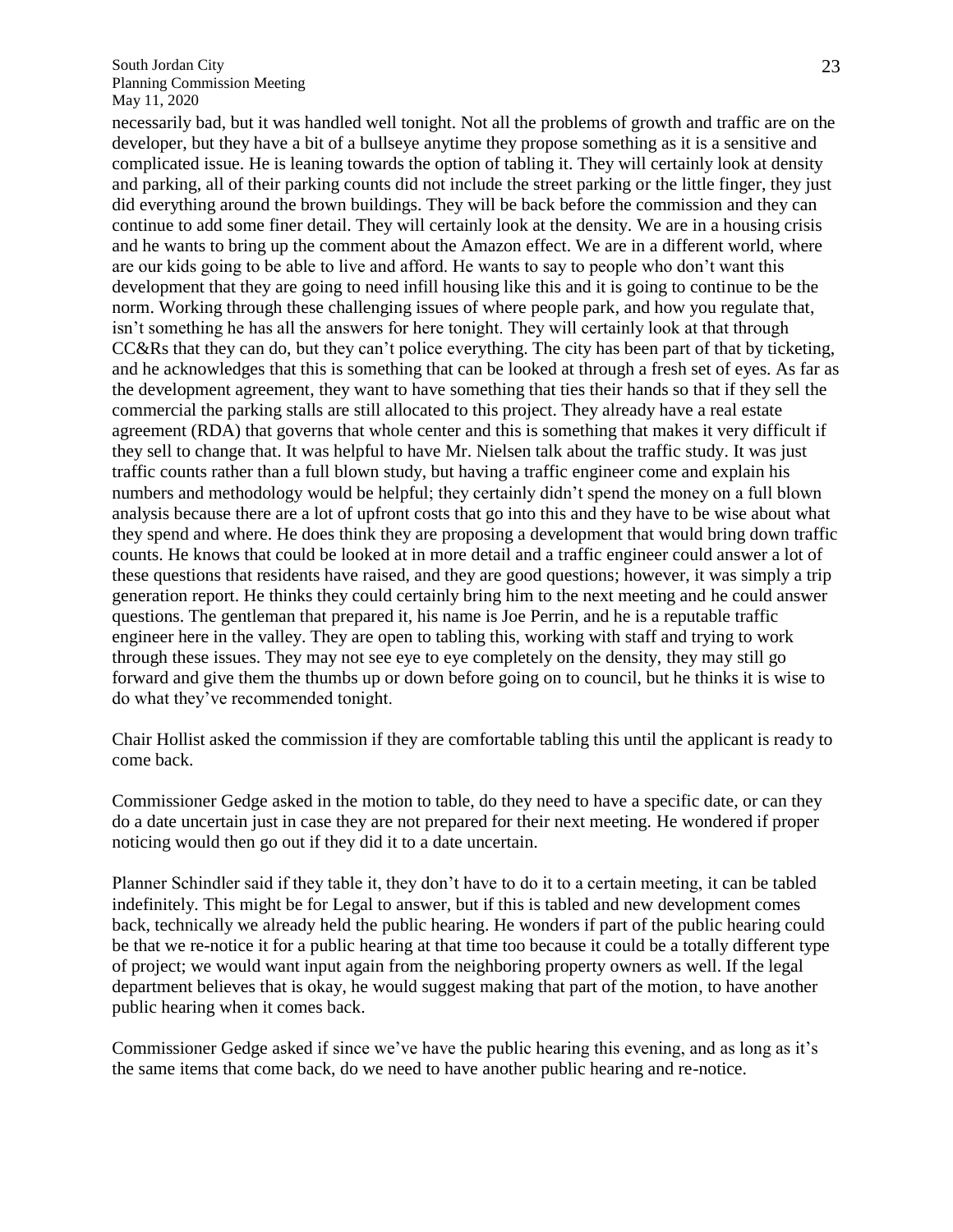necessarily bad, but it was handled well tonight. Not all the problems of growth and traffic are on the developer, but they have a bit of a bullseye anytime they propose something as it is a sensitive and complicated issue. He is leaning towards the option of tabling it. They will certainly look at density and parking, all of their parking counts did not include the street parking or the little finger, they just did everything around the brown buildings. They will be back before the commission and they can continue to add some finer detail. They will certainly look at the density. We are in a housing crisis and he wants to bring up the comment about the Amazon effect. We are in a different world, where are our kids going to be able to live and afford. He wants to say to people who don't want this development that they are going to need infill housing like this and it is going to continue to be the norm. Working through these challenging issues of where people park, and how you regulate that, isn't something he has all the answers for here tonight. They will certainly look at that through CC&Rs that they can do, but they can't police everything. The city has been part of that by ticketing, and he acknowledges that this is something that can be looked at through a fresh set of eyes. As far as the development agreement, they want to have something that ties their hands so that if they sell the commercial the parking stalls are still allocated to this project. They already have a real estate agreement (RDA) that governs that whole center and this is something that makes it very difficult if they sell to change that. It was helpful to have Mr. Nielsen talk about the traffic study. It was just traffic counts rather than a full blown study, but having a traffic engineer come and explain his numbers and methodology would be helpful; they certainly didn't spend the money on a full blown analysis because there are a lot of upfront costs that go into this and they have to be wise about what they spend and where. He does think they are proposing a development that would bring down traffic counts. He knows that could be looked at in more detail and a traffic engineer could answer a lot of these questions that residents have raised, and they are good questions; however, it was simply a trip generation report. He thinks they could certainly bring him to the next meeting and he could answer questions. The gentleman that prepared it, his name is Joe Perrin, and he is a reputable traffic engineer here in the valley. They are open to tabling this, working with staff and trying to work through these issues. They may not see eye to eye completely on the density, they may still go forward and give them the thumbs up or down before going on to council, but he thinks it is wise to do what they've recommended tonight.

Chair Hollist asked the commission if they are comfortable tabling this until the applicant is ready to come back.

Commissioner Gedge asked in the motion to table, do they need to have a specific date, or can they do a date uncertain just in case they are not prepared for their next meeting. He wondered if proper noticing would then go out if they did it to a date uncertain.

Planner Schindler said if they table it, they don't have to do it to a certain meeting, it can be tabled indefinitely. This might be for Legal to answer, but if this is tabled and new development comes back, technically we already held the public hearing. He wonders if part of the public hearing could be that we re-notice it for a public hearing at that time too because it could be a totally different type of project; we would want input again from the neighboring property owners as well. If the legal department believes that is okay, he would suggest making that part of the motion, to have another public hearing when it comes back.

Commissioner Gedge asked if since we've have the public hearing this evening, and as long as it's the same items that come back, do we need to have another public hearing and re-notice.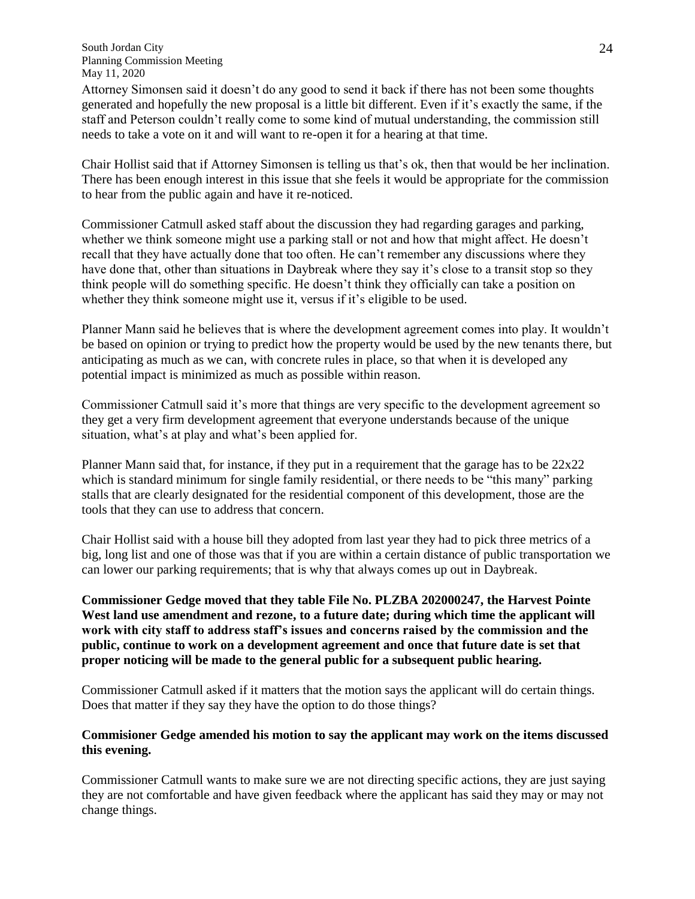Attorney Simonsen said it doesn't do any good to send it back if there has not been some thoughts generated and hopefully the new proposal is a little bit different. Even if it's exactly the same, if the staff and Peterson couldn't really come to some kind of mutual understanding, the commission still needs to take a vote on it and will want to re-open it for a hearing at that time.

Chair Hollist said that if Attorney Simonsen is telling us that's ok, then that would be her inclination. There has been enough interest in this issue that she feels it would be appropriate for the commission to hear from the public again and have it re-noticed.

Commissioner Catmull asked staff about the discussion they had regarding garages and parking, whether we think someone might use a parking stall or not and how that might affect. He doesn't recall that they have actually done that too often. He can't remember any discussions where they have done that, other than situations in Daybreak where they say it's close to a transit stop so they think people will do something specific. He doesn't think they officially can take a position on whether they think someone might use it, versus if it's eligible to be used.

Planner Mann said he believes that is where the development agreement comes into play. It wouldn't be based on opinion or trying to predict how the property would be used by the new tenants there, but anticipating as much as we can, with concrete rules in place, so that when it is developed any potential impact is minimized as much as possible within reason.

Commissioner Catmull said it's more that things are very specific to the development agreement so they get a very firm development agreement that everyone understands because of the unique situation, what's at play and what's been applied for.

Planner Mann said that, for instance, if they put in a requirement that the garage has to be 22x22 which is standard minimum for single family residential, or there needs to be "this many" parking stalls that are clearly designated for the residential component of this development, those are the tools that they can use to address that concern.

Chair Hollist said with a house bill they adopted from last year they had to pick three metrics of a big, long list and one of those was that if you are within a certain distance of public transportation we can lower our parking requirements; that is why that always comes up out in Daybreak.

**Commissioner Gedge moved that they table File No. PLZBA 202000247, the Harvest Pointe West land use amendment and rezone, to a future date; during which time the applicant will work with city staff to address staff's issues and concerns raised by the commission and the public, continue to work on a development agreement and once that future date is set that proper noticing will be made to the general public for a subsequent public hearing.**

Commissioner Catmull asked if it matters that the motion says the applicant will do certain things. Does that matter if they say they have the option to do those things?

**Commisioner Gedge amended his motion to say the applicant may work on the items discussed this evening.**

Commissioner Catmull wants to make sure we are not directing specific actions, they are just saying they are not comfortable and have given feedback where the applicant has said they may or may not change things.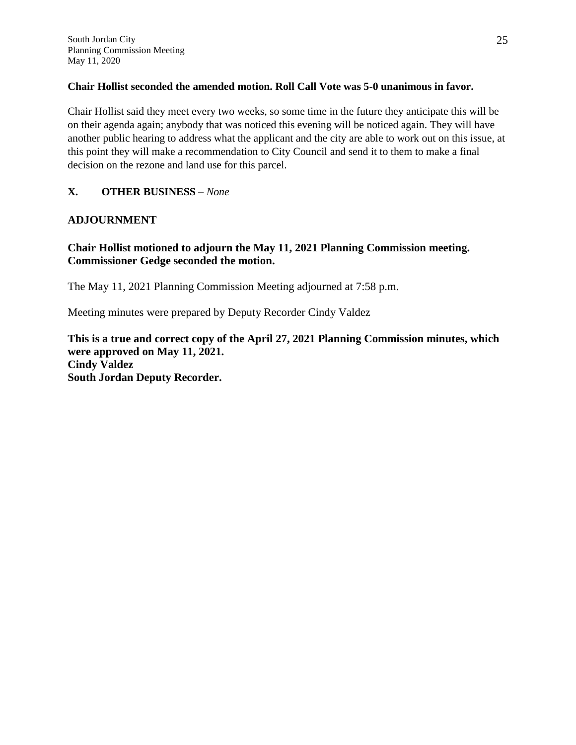**Chair Hollist seconded the amended motion. Roll Call Vote was 5-0 unanimous in favor.**

Chair Hollist said they meet every two weeks, so some time in the future they anticipate this will be on their agenda again; anybody that was noticed this evening will be noticed again. They will have another public hearing to address what the applicant and the city are able to work out on this issue, at this point they will make a recommendation to City Council and send it to them to make a final decision on the rezone and land use for this parcel.

## X. OTHER BUSINESS – *None*

## ADJOURNMENT

**Chair Hollist motioned to adjourn the May 11, 2021 Planning Commission meeting. Commissioner Gedge seconded the motion.**

The May 11, 2021 Planning Commission Meeting adjourned at 7:58 p.m.

Meeting minutes were prepared by Deputy Recorder Cindy Valdez

**This is a true and correct copy of the April 27, 2021 Planning Commission minutes, which were approved on May 11, 2021.**
**Cindy Valdez**
**South Jordan Deputy Recorder.**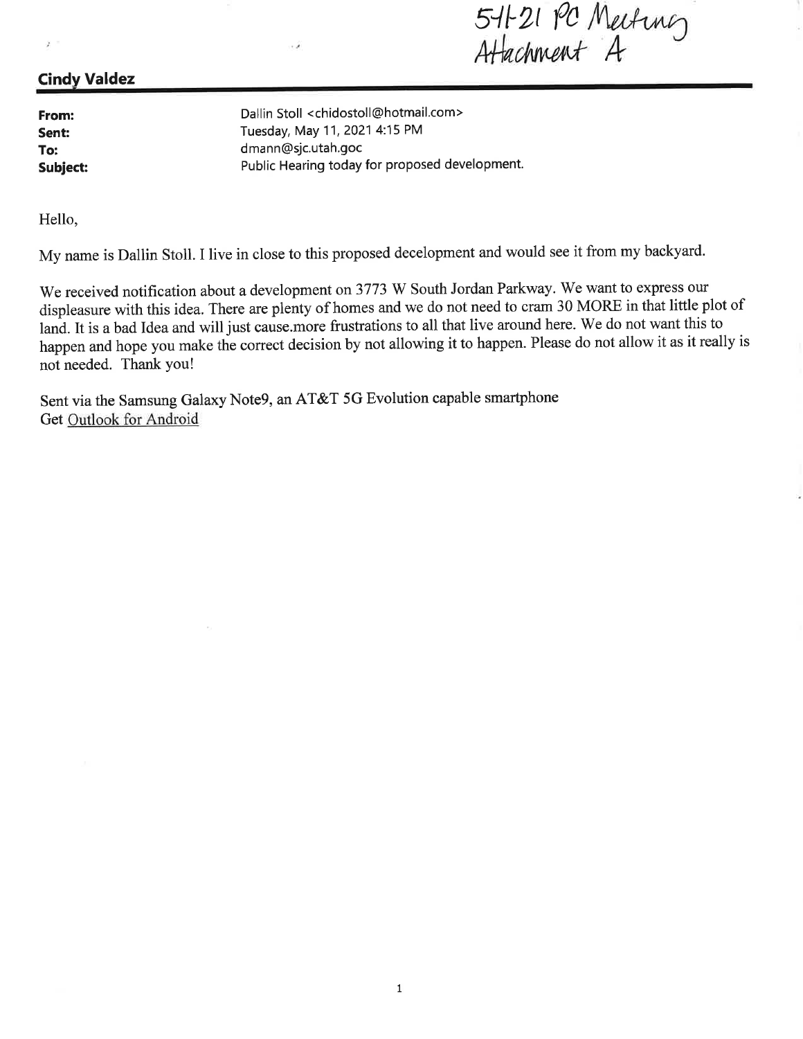5-11-21 PC Meeting
Attachment A

## Cindy Valdez

| | |
|---|---|
| **From:** | Dallin Stoll <chidostoll@hotmail.com> |
| **Sent:** | Tuesday, May 11, 2021 4:15 PM |
| **To:** | dmann@sjc.utah.goc |
| **Subject:** | Public Hearing today for proposed development. |

Hello,

My name is Dallin Stoll. I live in close to this proposed decelopment and would see it from my backyard.

We received notification about a development on 3773 W South Jordan Parkway. We want to express our displeasure with this idea. There are plenty of homes and we do not need to cram 30 MORE in that little plot of land. It is a bad Idea and will just cause.more frustrations to all that live around here. We do not want this to happen and hope you make the correct decision by not allowing it to happen. Please do not allow it as it really is not needed. Thank you!

Sent via the Samsung Galaxy Note9, an AT&T 5G Evolution capable smartphone
Get Outlook for Android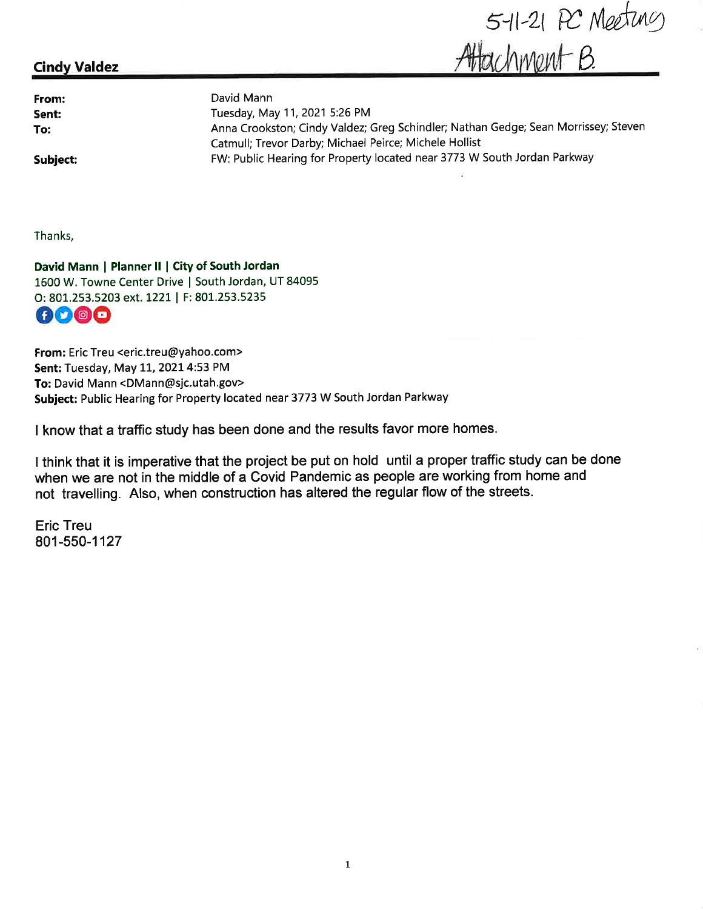5-11-21 PC Meeting
Attachment B

**Cindy Valdez**

| | |
|---|---|
| **From:** | David Mann |
| **Sent:** | Tuesday, May 11, 2021 5:26 PM |
| **To:** | Anna Crookston; Cindy Valdez; Greg Schindler; Nathan Gedge; Sean Morrissey; Steven Catmull; Trevor Darby; Michael Peirce; Michele Hollist |
| **Subject:** | FW: Public Hearing for Property located near 3773 W South Jordan Parkway |

Thanks,

**David Mann | Planner II | City of South Jordan**
1600 W. Towne Center Drive | South Jordan, UT 84095
O: 801.253.5203 ext. 1221 | F: 801.253.5235

**From:** Eric Treu <eric.treu@yahoo.com>
**Sent:** Tuesday, May 11, 2021 4:53 PM
**To:** David Mann <DMann@sjc.utah.gov>
**Subject:** Public Hearing for Property located near 3773 W South Jordan Parkway

I know that a traffic study has been done and the results favor more homes.

I think that it is imperative that the project be put on hold until a proper traffic study can be done when we are not in the middle of a Covid Pandemic as people are working from home and not travelling. Also, when construction has altered the regular flow of the streets.

Eric Treu
801-550-1127